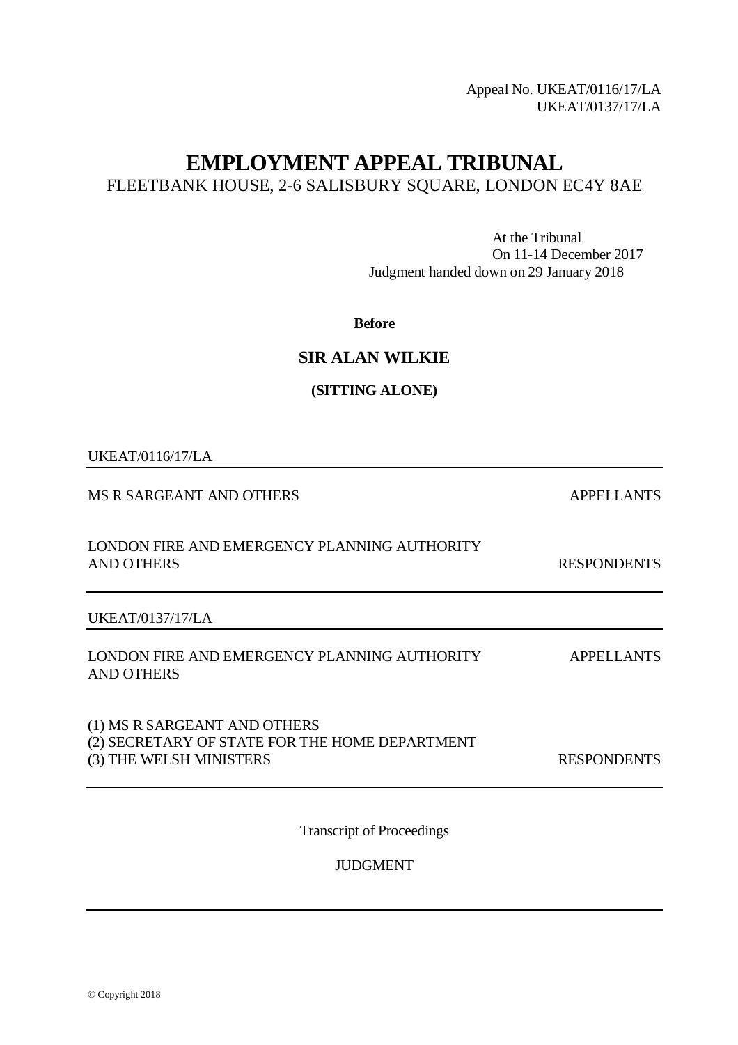Appeal No. UKEAT/0116/17/LA
UKEAT/0137/17/LA

# EMPLOYMENT APPEAL TRIBUNAL

FLEETBANK HOUSE, 2-6 SALISBURY SQUARE, LONDON EC4Y 8AE

At the Tribunal
On 11-14 December 2017
Judgment handed down on 29 January 2018

**Before**

**SIR ALAN WILKIE**

**(SITTING ALONE)**

UKEAT/0116/17/LA

MS R SARGEANT AND OTHERS — APPELLANTS

LONDON FIRE AND EMERGENCY PLANNING AUTHORITY AND OTHERS — RESPONDENTS

UKEAT/0137/17/LA

LONDON FIRE AND EMERGENCY PLANNING AUTHORITY AND OTHERS — APPELLANTS

(1) MS R SARGEANT AND OTHERS
(2) SECRETARY OF STATE FOR THE HOME DEPARTMENT
(3) THE WELSH MINISTERS — RESPONDENTS

Transcript of Proceedings

JUDGMENT

© Copyright 2018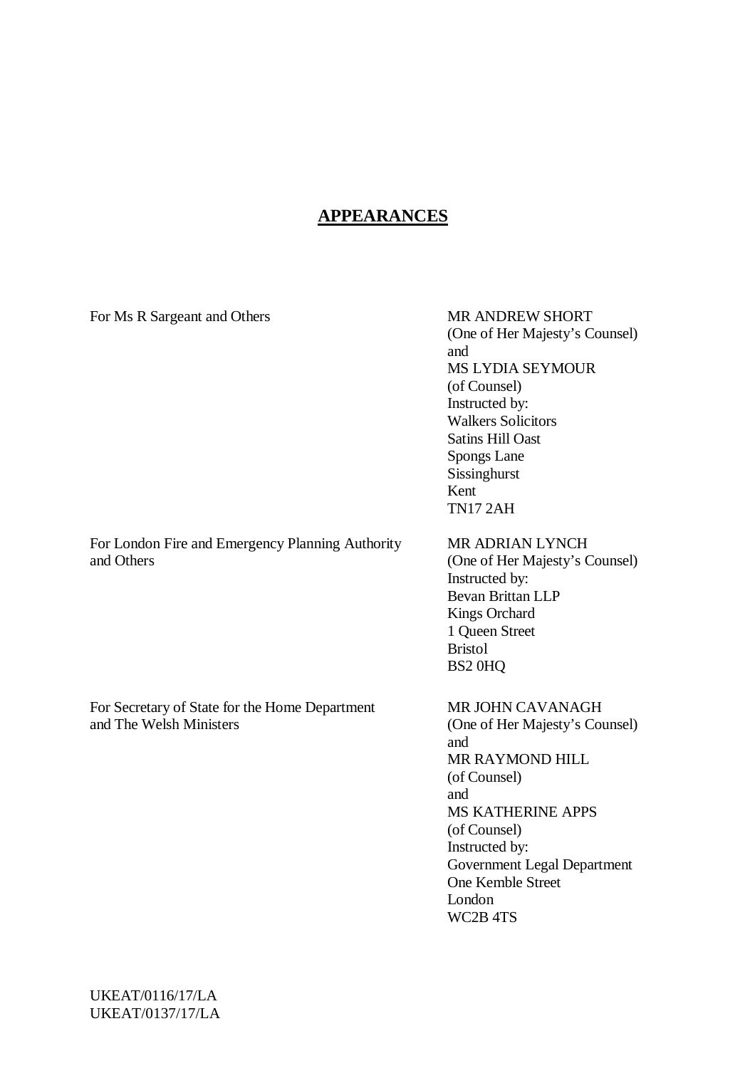# APPEARANCES

| | |
|---|---|
| For Ms R Sargeant and Others | MR ANDREW SHORT<br>(One of Her Majesty's Counsel)<br>and<br>MS LYDIA SEYMOUR<br>(of Counsel)<br>Instructed by:<br>Walkers Solicitors<br>Satins Hill Oast<br>Spongs Lane<br>Sissinghurst<br>Kent<br>TN17 2AH |
| For London Fire and Emergency Planning Authority and Others | MR ADRIAN LYNCH<br>(One of Her Majesty's Counsel)<br>Instructed by:<br>Bevan Brittan LLP<br>Kings Orchard<br>1 Queen Street<br>Bristol<br>BS2 0HQ |
| For Secretary of State for the Home Department and The Welsh Ministers | MR JOHN CAVANAGH<br>(One of Her Majesty's Counsel)<br>and<br>MR RAYMOND HILL<br>(of Counsel)<br>and<br>MS KATHERINE APPS<br>(of Counsel)<br>Instructed by:<br>Government Legal Department<br>One Kemble Street<br>London<br>WC2B 4TS |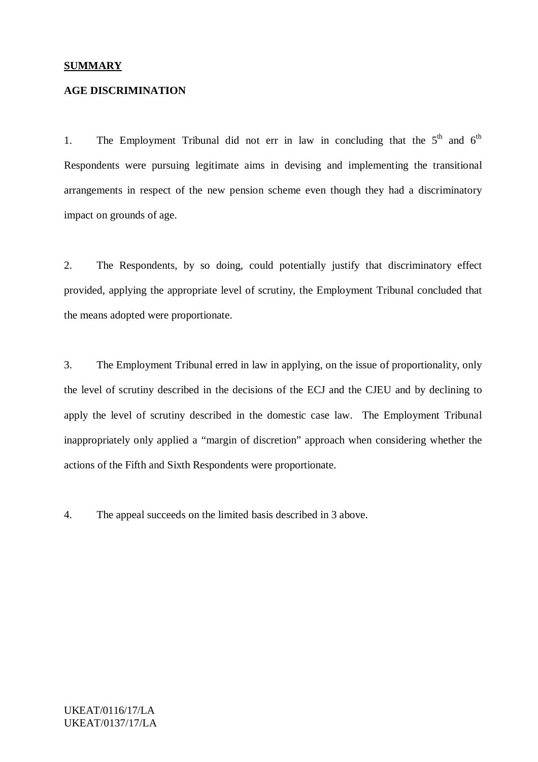**SUMMARY**

**AGE DISCRIMINATION**

1. The Employment Tribunal did not err in law in concluding that the 5th and 6th Respondents were pursuing legitimate aims in devising and implementing the transitional arrangements in respect of the new pension scheme even though they had a discriminatory impact on grounds of age.

2. The Respondents, by so doing, could potentially justify that discriminatory effect provided, applying the appropriate level of scrutiny, the Employment Tribunal concluded that the means adopted were proportionate.

3. The Employment Tribunal erred in law in applying, on the issue of proportionality, only the level of scrutiny described in the decisions of the ECJ and the CJEU and by declining to apply the level of scrutiny described in the domestic case law. The Employment Tribunal inappropriately only applied a "margin of discretion" approach when considering whether the actions of the Fifth and Sixth Respondents were proportionate.

4. The appeal succeeds on the limited basis described in 3 above.

UKEAT/0116/17/LA
UKEAT/0137/17/LA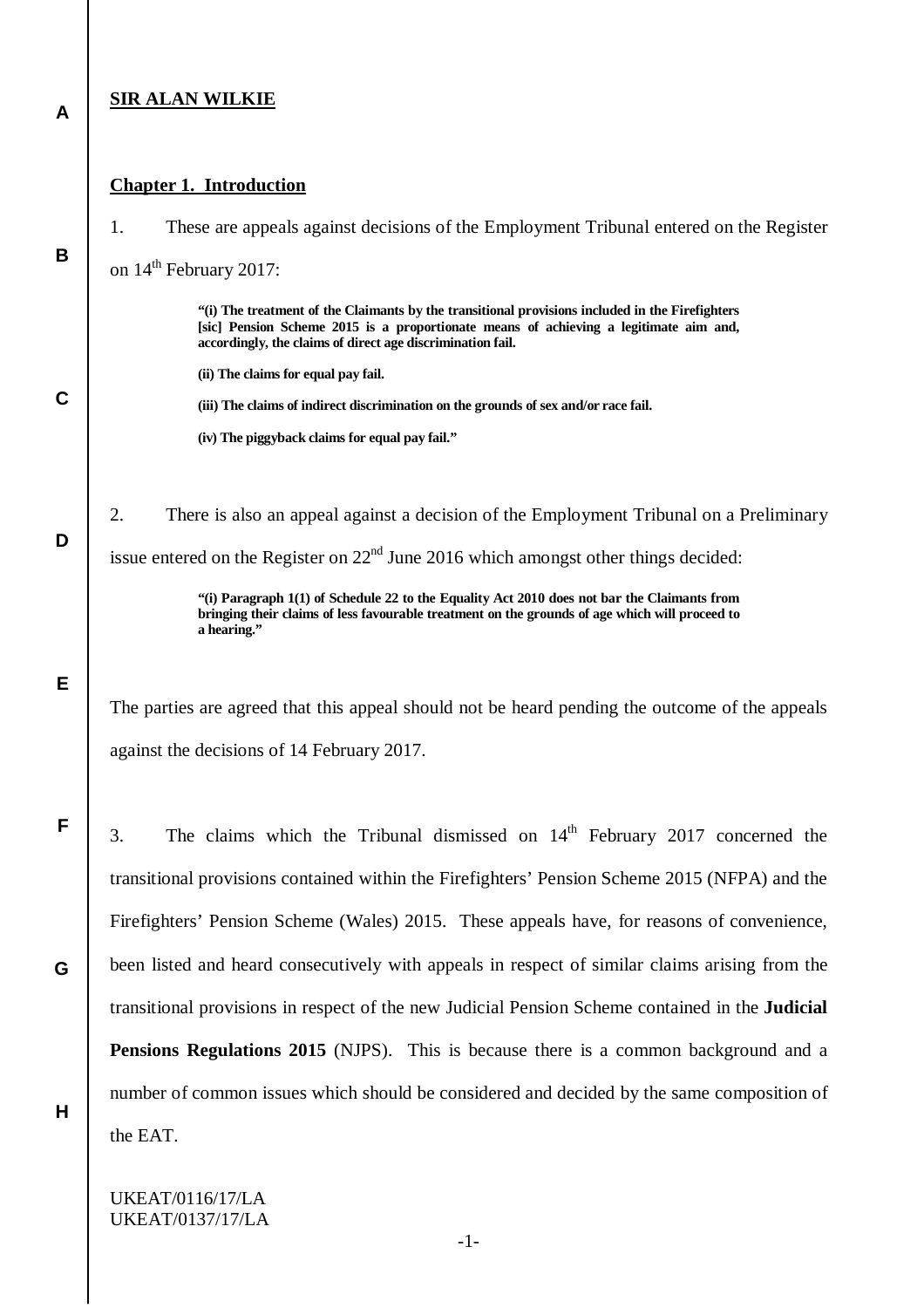**SIR ALAN WILKIE**

**Chapter 1. Introduction**

1. These are appeals against decisions of the Employment Tribunal entered on the Register on 14th February 2017:

> **"(i) The treatment of the Claimants by the transitional provisions included in the Firefighters [sic] Pension Scheme 2015 is a proportionate means of achieving a legitimate aim and, accordingly, the claims of direct age discrimination fail.**
>
> **(ii) The claims for equal pay fail.**
>
> **(iii) The claims of indirect discrimination on the grounds of sex and/or race fail.**
>
> **(iv) The piggyback claims for equal pay fail."**

2. There is also an appeal against a decision of the Employment Tribunal on a Preliminary issue entered on the Register on 22nd June 2016 which amongst other things decided:

> **"(i) Paragraph 1(1) of Schedule 22 to the Equality Act 2010 does not bar the Claimants from bringing their claims of less favourable treatment on the grounds of age which will proceed to a hearing."**

The parties are agreed that this appeal should not be heard pending the outcome of the appeals against the decisions of 14 February 2017.

3. The claims which the Tribunal dismissed on 14th February 2017 concerned the transitional provisions contained within the Firefighters' Pension Scheme 2015 (NFPA) and the Firefighters' Pension Scheme (Wales) 2015. These appeals have, for reasons of convenience, been listed and heard consecutively with appeals in respect of similar claims arising from the transitional provisions in respect of the new Judicial Pension Scheme contained in the **Judicial Pensions Regulations 2015** (NJPS). This is because there is a common background and a number of common issues which should be considered and decided by the same composition of the EAT.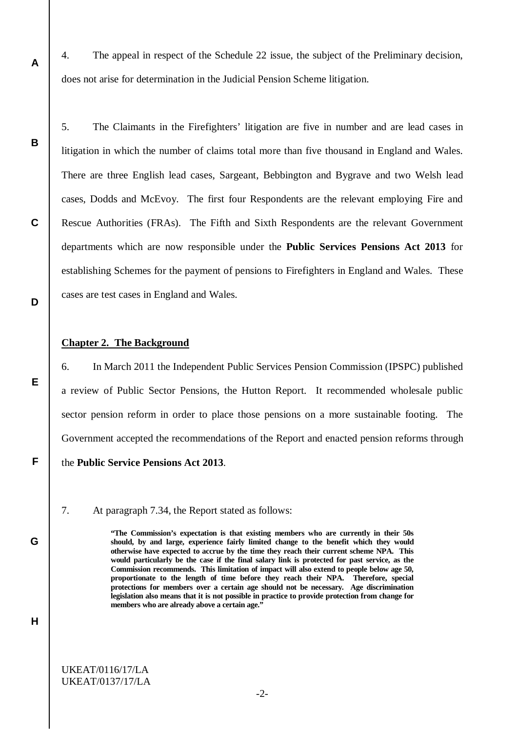4. The appeal in respect of the Schedule 22 issue, the subject of the Preliminary decision, does not arise for determination in the Judicial Pension Scheme litigation.

5. The Claimants in the Firefighters' litigation are five in number and are lead cases in litigation in which the number of claims total more than five thousand in England and Wales. There are three English lead cases, Sargeant, Bebbington and Bygrave and two Welsh lead cases, Dodds and McEvoy. The first four Respondents are the relevant employing Fire and Rescue Authorities (FRAs). The Fifth and Sixth Respondents are the relevant Government departments which are now responsible under the **Public Services Pensions Act 2013** for establishing Schemes for the payment of pensions to Firefighters in England and Wales. These cases are test cases in England and Wales.

## Chapter 2. The Background

6. In March 2011 the Independent Public Services Pension Commission (IPSPC) published a review of Public Sector Pensions, the Hutton Report. It recommended wholesale public sector pension reform in order to place those pensions on a more sustainable footing. The Government accepted the recommendations of the Report and enacted pension reforms through the **Public Service Pensions Act 2013**.

7. At paragraph 7.34, the Report stated as follows:

> **"The Commission's expectation is that existing members who are currently in their 50s should, by and large, experience fairly limited change to the benefit which they would otherwise have expected to accrue by the time they reach their current scheme NPA. This would particularly be the case if the final salary link is protected for past service, as the Commission recommends. This limitation of impact will also extend to people below age 50, proportionate to the length of time before they reach their NPA. Therefore, special protections for members over a certain age should not be necessary. Age discrimination legislation also means that it is not possible in practice to provide protection from change for members who are already above a certain age."**

UKEAT/0116/17/LA
UKEAT/0137/17/LA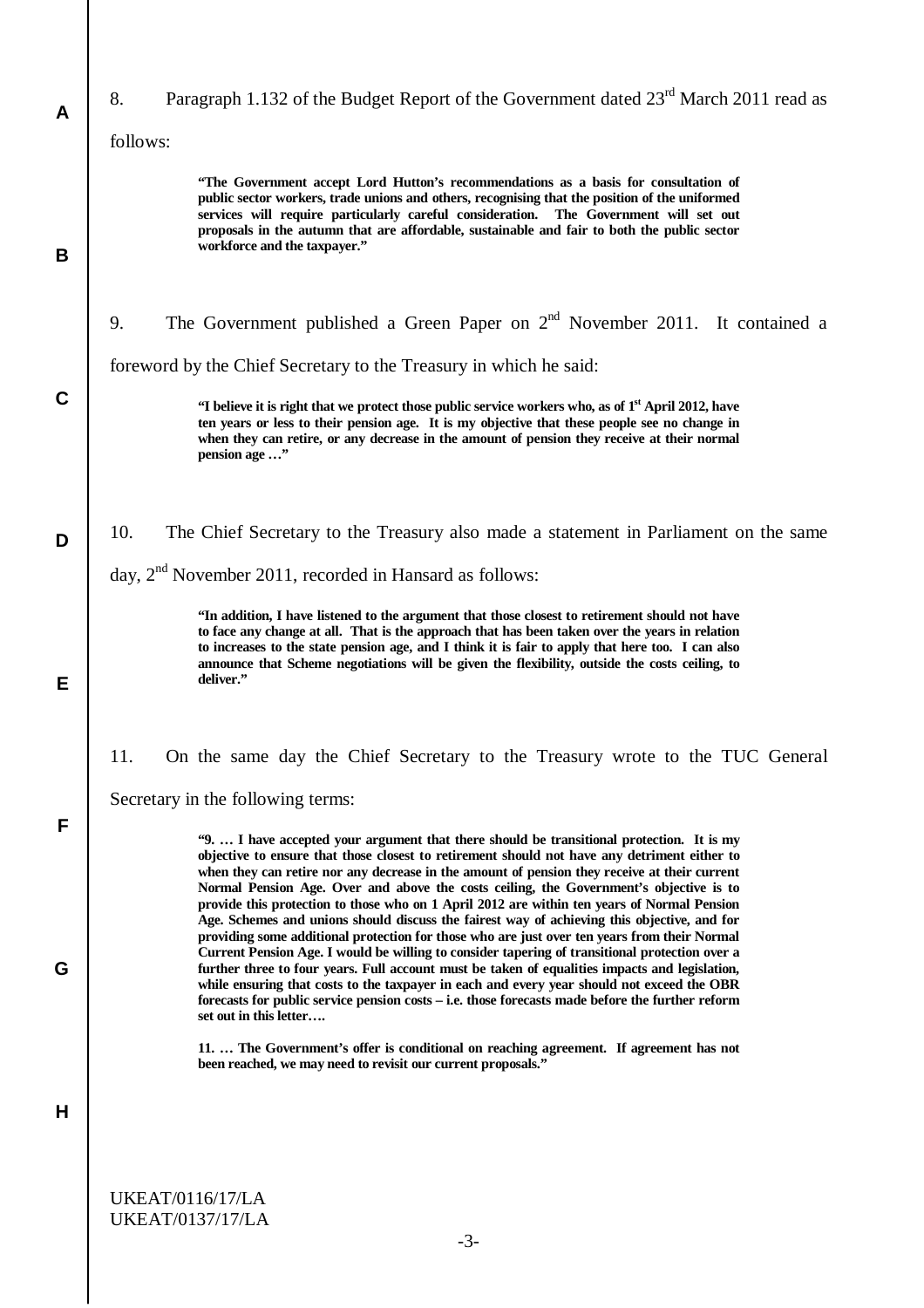8. Paragraph 1.132 of the Budget Report of the Government dated 23rd March 2011 read as follows:

> **"The Government accept Lord Hutton's recommendations as a basis for consultation of public sector workers, trade unions and others, recognising that the position of the uniformed services will require particularly careful consideration. The Government will set out proposals in the autumn that are affordable, sustainable and fair to both the public sector workforce and the taxpayer."**

9. The Government published a Green Paper on 2nd November 2011. It contained a foreword by the Chief Secretary to the Treasury in which he said:

> **"I believe it is right that we protect those public service workers who, as of 1st April 2012, have ten years or less to their pension age. It is my objective that these people see no change in when they can retire, or any decrease in the amount of pension they receive at their normal pension age …"**

10. The Chief Secretary to the Treasury also made a statement in Parliament on the same day, 2nd November 2011, recorded in Hansard as follows:

> **"In addition, I have listened to the argument that those closest to retirement should not have to face any change at all. That is the approach that has been taken over the years in relation to increases to the state pension age, and I think it is fair to apply that here too. I can also announce that Scheme negotiations will be given the flexibility, outside the costs ceiling, to deliver."**

11. On the same day the Chief Secretary to the Treasury wrote to the TUC General Secretary in the following terms:

> **"9. … I have accepted your argument that there should be transitional protection. It is my objective to ensure that those closest to retirement should not have any detriment either to when they can retire nor any decrease in the amount of pension they receive at their current Normal Pension Age. Over and above the costs ceiling, the Government's objective is to provide this protection to those who on 1 April 2012 are within ten years of Normal Pension Age. Schemes and unions should discuss the fairest way of achieving this objective, and for providing some additional protection for those who are just over ten years from their Normal Current Pension Age. I would be willing to consider tapering of transitional protection over a further three to four years. Full account must be taken of equalities impacts and legislation, while ensuring that costs to the taxpayer in each and every year should not exceed the OBR forecasts for public service pension costs – i.e. those forecasts made before the further reform set out in this letter….**
>
> **11. … The Government's offer is conditional on reaching agreement. If agreement has not been reached, we may need to revisit our current proposals."**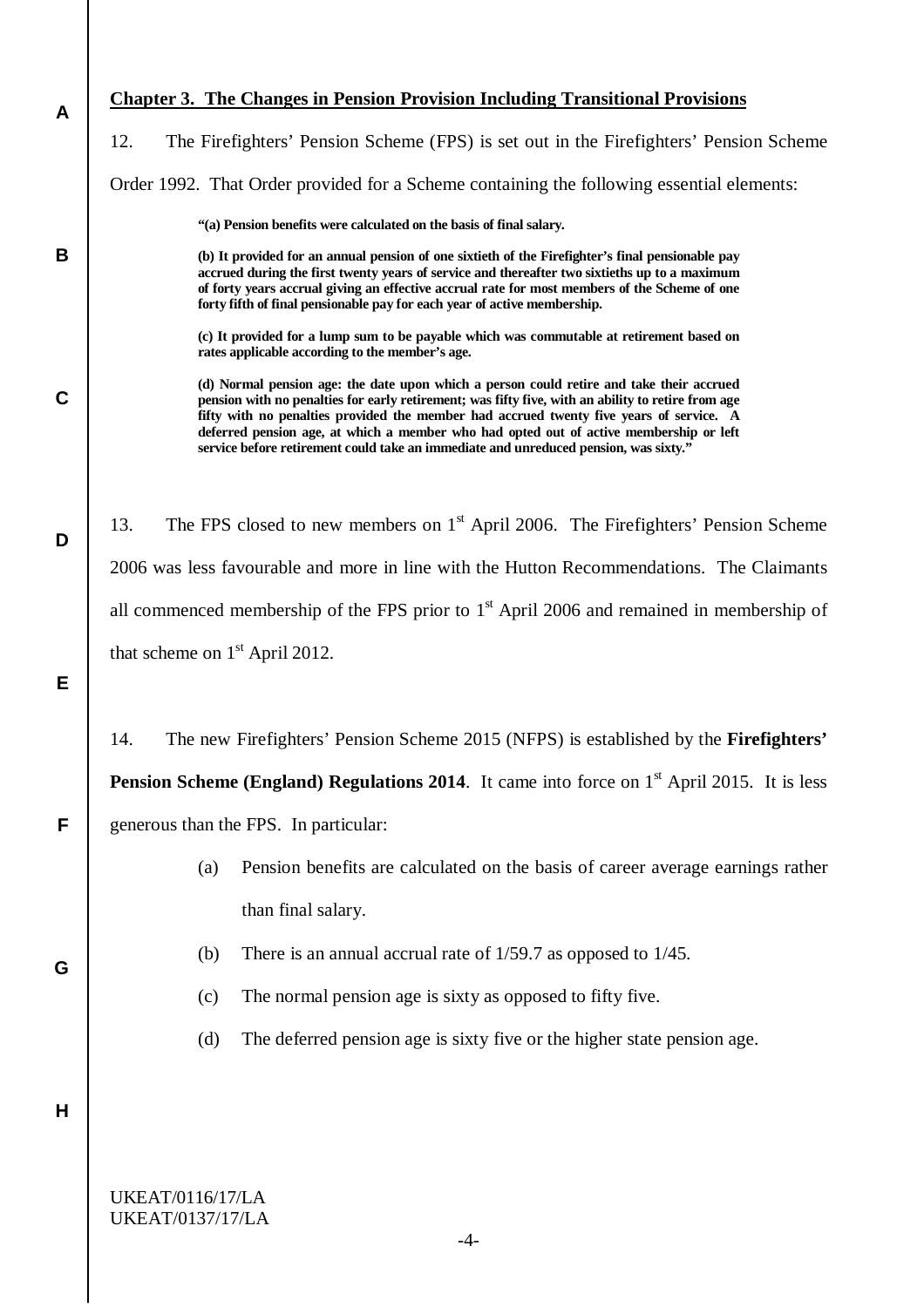**Chapter 3. The Changes in Pension Provision Including Transitional Provisions**

12. The Firefighters' Pension Scheme (FPS) is set out in the Firefighters' Pension Scheme Order 1992. That Order provided for a Scheme containing the following essential elements:

> **"(a) Pension benefits were calculated on the basis of final salary.**
>
> **(b) It provided for an annual pension of one sixtieth of the Firefighter's final pensionable pay accrued during the first twenty years of service and thereafter two sixtieths up to a maximum of forty years accrual giving an effective accrual rate for most members of the Scheme of one forty fifth of final pensionable pay for each year of active membership.**
>
> **(c) It provided for a lump sum to be payable which was commutable at retirement based on rates applicable according to the member's age.**
>
> **(d) Normal pension age: the date upon which a person could retire and take their accrued pension with no penalties for early retirement; was fifty five, with an ability to retire from age fifty with no penalties provided the member had accrued twenty five years of service. A deferred pension age, at which a member who had opted out of active membership or left service before retirement could take an immediate and unreduced pension, was sixty."**

13. The FPS closed to new members on 1st April 2006. The Firefighters' Pension Scheme 2006 was less favourable and more in line with the Hutton Recommendations. The Claimants all commenced membership of the FPS prior to 1st April 2006 and remained in membership of that scheme on 1st April 2012.

14. The new Firefighters' Pension Scheme 2015 (NFPS) is established by the **Firefighters' Pension Scheme (England) Regulations 2014**. It came into force on 1st April 2015. It is less generous than the FPS. In particular:

(a) Pension benefits are calculated on the basis of career average earnings rather than final salary.

(b) There is an annual accrual rate of 1/59.7 as opposed to 1/45.

(c) The normal pension age is sixty as opposed to fifty five.

(d) The deferred pension age is sixty five or the higher state pension age.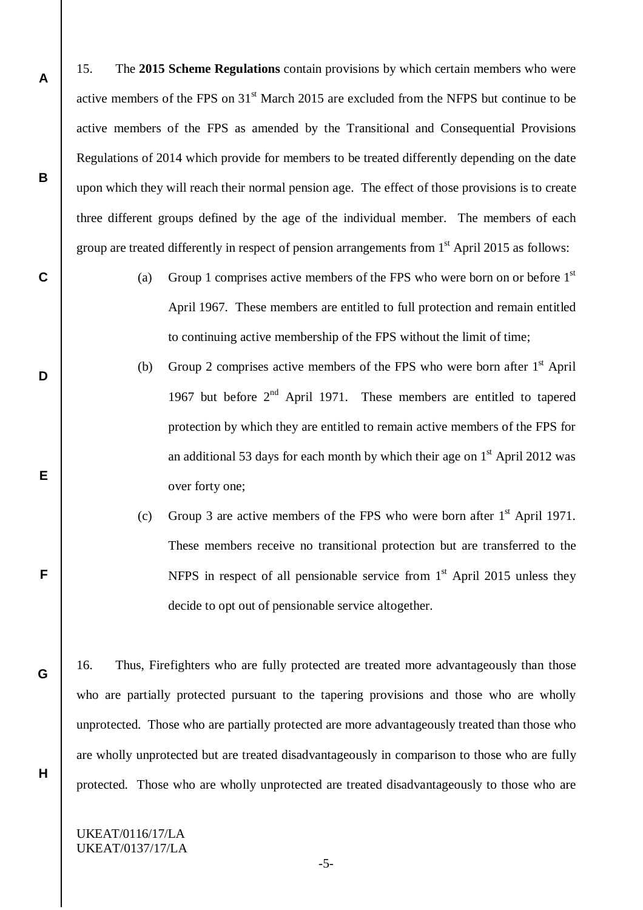15. The **2015 Scheme Regulations** contain provisions by which certain members who were active members of the FPS on 31st March 2015 are excluded from the NFPS but continue to be active members of the FPS as amended by the Transitional and Consequential Provisions Regulations of 2014 which provide for members to be treated differently depending on the date upon which they will reach their normal pension age. The effect of those provisions is to create three different groups defined by the age of the individual member. The members of each group are treated differently in respect of pension arrangements from 1st April 2015 as follows:

> (a) Group 1 comprises active members of the FPS who were born on or before 1st April 1967. These members are entitled to full protection and remain entitled to continuing active membership of the FPS without the limit of time;
>
> (b) Group 2 comprises active members of the FPS who were born after 1st April 1967 but before 2nd April 1971. These members are entitled to tapered protection by which they are entitled to remain active members of the FPS for an additional 53 days for each month by which their age on 1st April 2012 was over forty one;
>
> (c) Group 3 are active members of the FPS who were born after 1st April 1971. These members receive no transitional protection but are transferred to the NFPS in respect of all pensionable service from 1st April 2015 unless they decide to opt out of pensionable service altogether.

16. Thus, Firefighters who are fully protected are treated more advantageously than those who are partially protected pursuant to the tapering provisions and those who are wholly unprotected. Those who are partially protected are more advantageously treated than those who are wholly unprotected but are treated disadvantageously in comparison to those who are fully protected. Those who are wholly unprotected are treated disadvantageously to those who are

UKEAT/0116/17/LA
UKEAT/0137/17/LA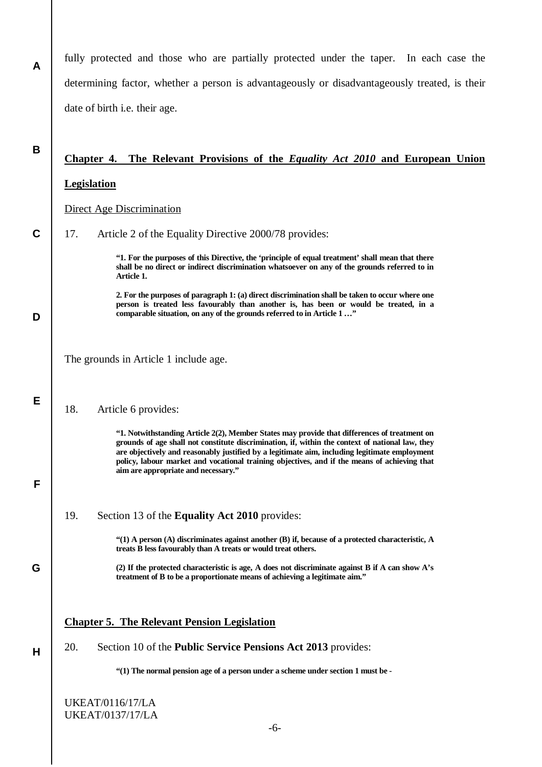fully protected and those who are partially protected under the taper. In each case the determining factor, whether a person is advantageously or disadvantageously treated, is their date of birth i.e. their age.

## Chapter 4. The Relevant Provisions of the *Equality Act 2010* and European Union Legislation

Direct Age Discrimination

17. Article 2 of the Equality Directive 2000/78 provides:

> **"1. For the purposes of this Directive, the 'principle of equal treatment' shall mean that there shall be no direct or indirect discrimination whatsoever on any of the grounds referred to in Article 1.**
>
> **2. For the purposes of paragraph 1: (a) direct discrimination shall be taken to occur where one person is treated less favourably than another is, has been or would be treated, in a comparable situation, on any of the grounds referred to in Article 1 …"**

The grounds in Article 1 include age.

18. Article 6 provides:

> **"1. Notwithstanding Article 2(2), Member States may provide that differences of treatment on grounds of age shall not constitute discrimination, if, within the context of national law, they are objectively and reasonably justified by a legitimate aim, including legitimate employment policy, labour market and vocational training objectives, and if the means of achieving that aim are appropriate and necessary."**

19. Section 13 of the **Equality Act 2010** provides:

> **"(1) A person (A) discriminates against another (B) if, because of a protected characteristic, A treats B less favourably than A treats or would treat others.**
>
> **(2) If the protected characteristic is age, A does not discriminate against B if A can show A's treatment of B to be a proportionate means of achieving a legitimate aim."**

## Chapter 5. The Relevant Pension Legislation

20. Section 10 of the **Public Service Pensions Act 2013** provides:

> **"(1) The normal pension age of a person under a scheme under section 1 must be -**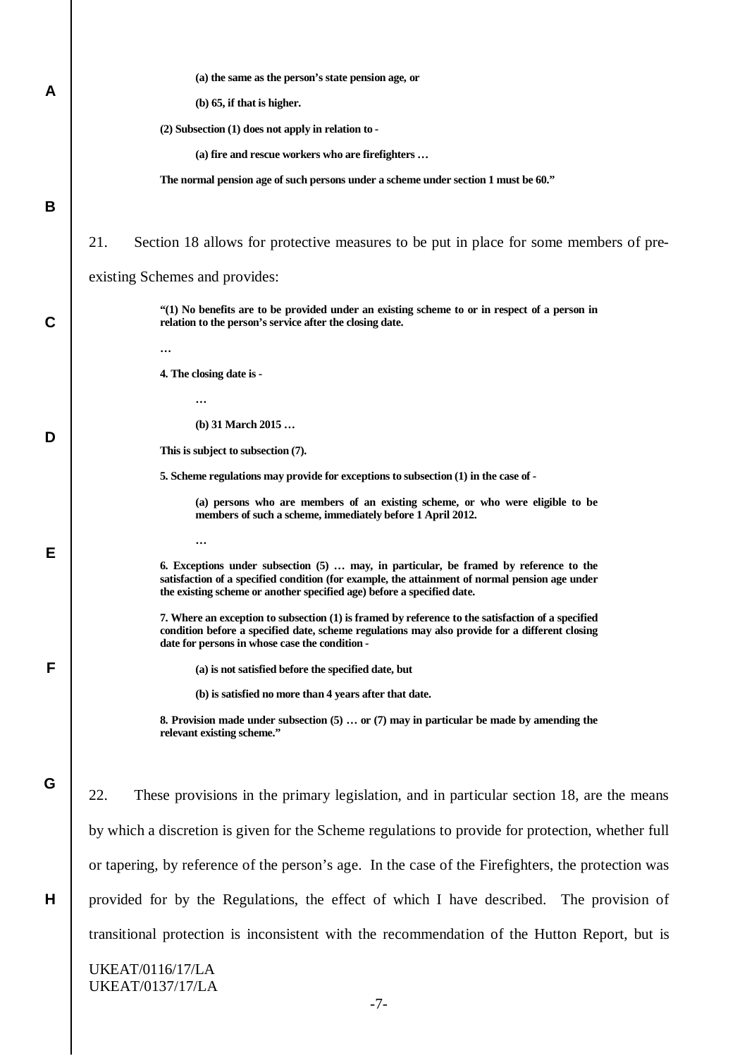> **(a) the same as the person's state pension age, or**
>
> **(b) 65, if that is higher.**
>
> **(2) Subsection (1) does not apply in relation to -**
>
> **(a) fire and rescue workers who are firefighters …**
>
> **The normal pension age of such persons under a scheme under section 1 must be 60."**

21. Section 18 allows for protective measures to be put in place for some members of pre-existing Schemes and provides:

> **"(1) No benefits are to be provided under an existing scheme to or in respect of a person in relation to the person's service after the closing date.**
>
> **…**
>
> **4. The closing date is -**
>
> **…**
>
> **(b) 31 March 2015 …**
>
> **This is subject to subsection (7).**
>
> **5. Scheme regulations may provide for exceptions to subsection (1) in the case of -**
>
> **(a) persons who are members of an existing scheme, or who were eligible to be members of such a scheme, immediately before 1 April 2012.**
>
> **…**
>
> **6. Exceptions under subsection (5) … may, in particular, be framed by reference to the satisfaction of a specified condition (for example, the attainment of normal pension age under the existing scheme or another specified age) before a specified date.**
>
> **7. Where an exception to subsection (1) is framed by reference to the satisfaction of a specified condition before a specified date, scheme regulations may also provide for a different closing date for persons in whose case the condition -**
>
> **(a) is not satisfied before the specified date, but**
>
> **(b) is satisfied no more than 4 years after that date.**
>
> **8. Provision made under subsection (5) … or (7) may in particular be made by amending the relevant existing scheme."**

22. These provisions in the primary legislation, and in particular section 18, are the means by which a discretion is given for the Scheme regulations to provide for protection, whether full or tapering, by reference of the person's age. In the case of the Firefighters, the protection was provided for by the Regulations, the effect of which I have described. The provision of transitional protection is inconsistent with the recommendation of the Hutton Report, but is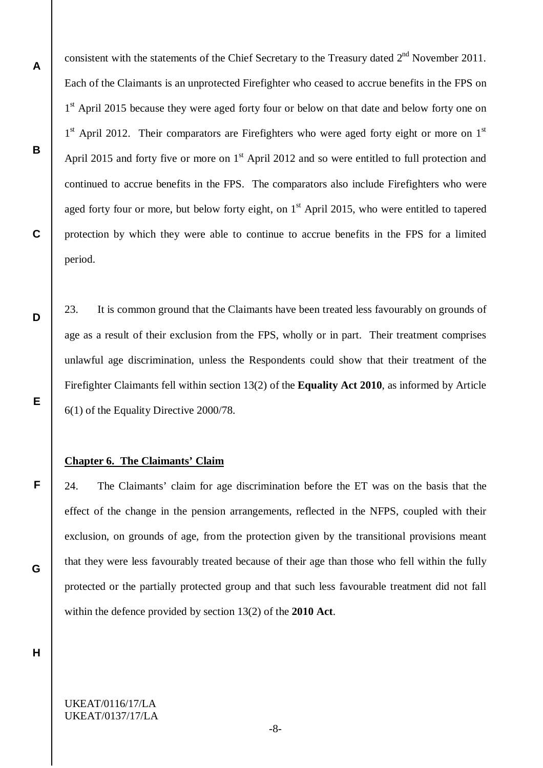consistent with the statements of the Chief Secretary to the Treasury dated 2nd November 2011. Each of the Claimants is an unprotected Firefighter who ceased to accrue benefits in the FPS on 1st April 2015 because they were aged forty four or below on that date and below forty one on 1st April 2012. Their comparators are Firefighters who were aged forty eight or more on 1st April 2015 and forty five or more on 1st April 2012 and so were entitled to full protection and continued to accrue benefits in the FPS. The comparators also include Firefighters who were aged forty four or more, but below forty eight, on 1st April 2015, who were entitled to tapered protection by which they were able to continue to accrue benefits in the FPS for a limited period.

23. It is common ground that the Claimants have been treated less favourably on grounds of age as a result of their exclusion from the FPS, wholly or in part. Their treatment comprises unlawful age discrimination, unless the Respondents could show that their treatment of the Firefighter Claimants fell within section 13(2) of the **Equality Act 2010**, as informed by Article 6(1) of the Equality Directive 2000/78.

## Chapter 6. The Claimants' Claim

24. The Claimants' claim for age discrimination before the ET was on the basis that the effect of the change in the pension arrangements, reflected in the NFPS, coupled with their exclusion, on grounds of age, from the protection given by the transitional provisions meant that they were less favourably treated because of their age than those who fell within the fully protected or the partially protected group and that such less favourable treatment did not fall within the defence provided by section 13(2) of the **2010 Act**.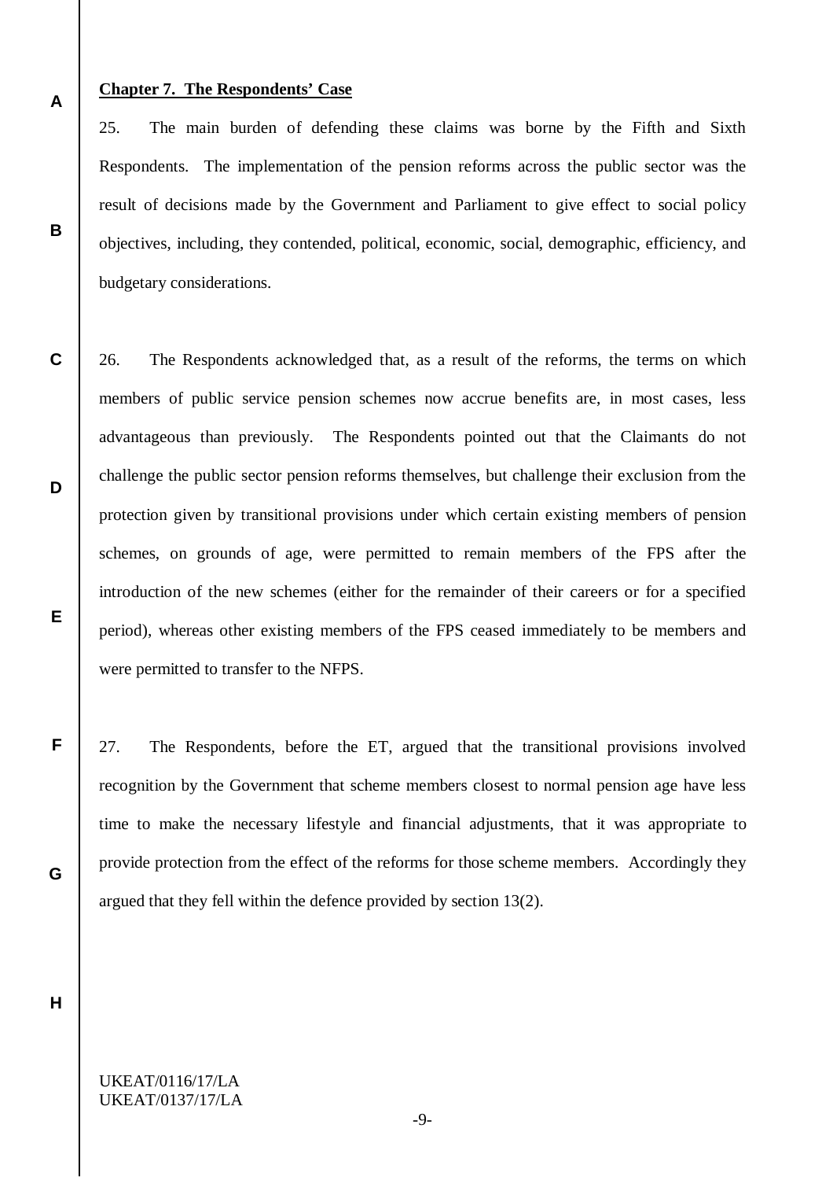**Chapter 7. The Respondents' Case**

25. The main burden of defending these claims was borne by the Fifth and Sixth Respondents. The implementation of the pension reforms across the public sector was the result of decisions made by the Government and Parliament to give effect to social policy objectives, including, they contended, political, economic, social, demographic, efficiency, and budgetary considerations.

26. The Respondents acknowledged that, as a result of the reforms, the terms on which members of public service pension schemes now accrue benefits are, in most cases, less advantageous than previously. The Respondents pointed out that the Claimants do not challenge the public sector pension reforms themselves, but challenge their exclusion from the protection given by transitional provisions under which certain existing members of pension schemes, on grounds of age, were permitted to remain members of the FPS after the introduction of the new schemes (either for the remainder of their careers or for a specified period), whereas other existing members of the FPS ceased immediately to be members and were permitted to transfer to the NFPS.

27. The Respondents, before the ET, argued that the transitional provisions involved recognition by the Government that scheme members closest to normal pension age have less time to make the necessary lifestyle and financial adjustments, that it was appropriate to provide protection from the effect of the reforms for those scheme members. Accordingly they argued that they fell within the defence provided by section 13(2).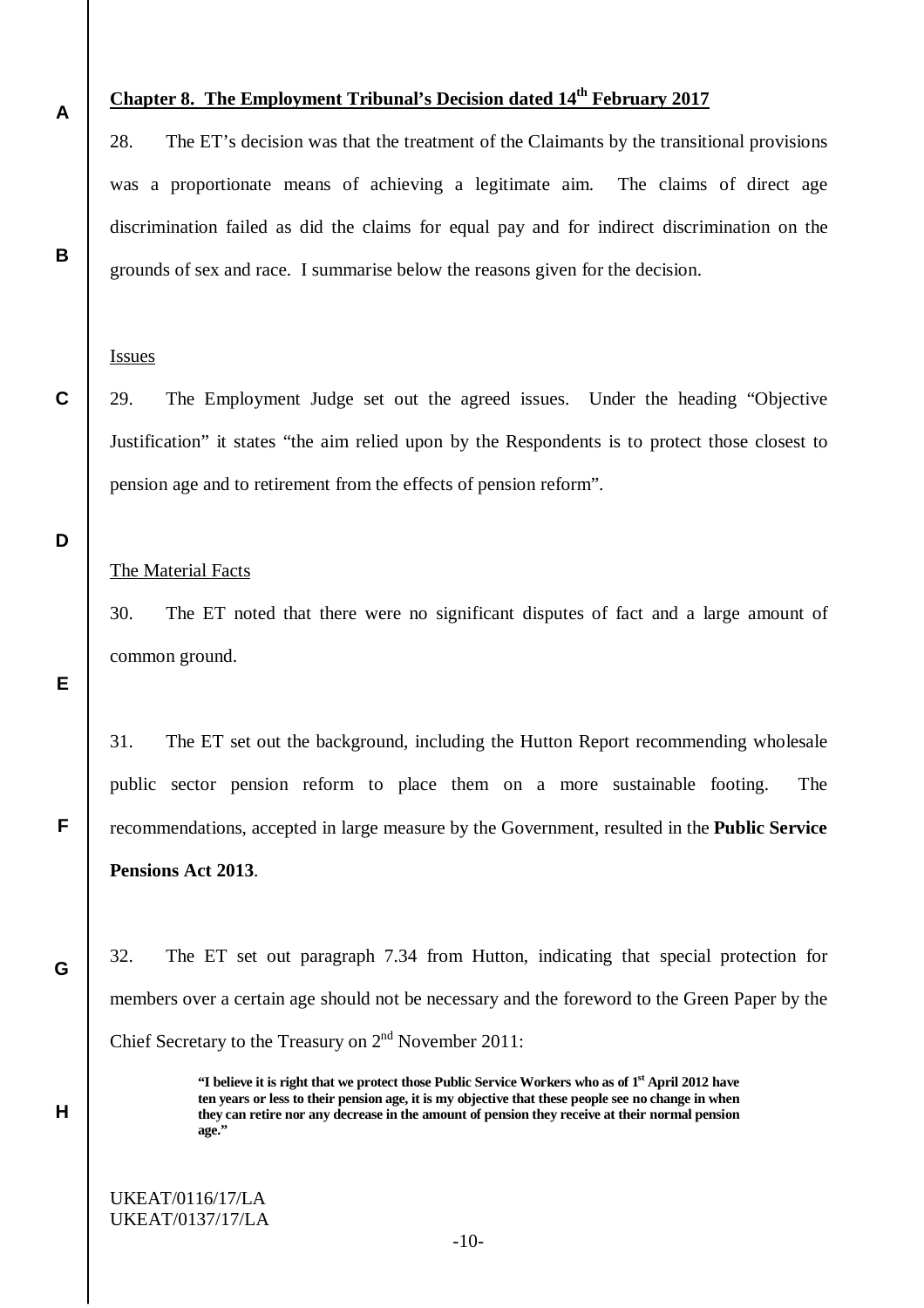## Chapter 8. The Employment Tribunal's Decision dated 14th February 2017

28. The ET's decision was that the treatment of the Claimants by the transitional provisions was a proportionate means of achieving a legitimate aim. The claims of direct age discrimination failed as did the claims for equal pay and for indirect discrimination on the grounds of sex and race. I summarise below the reasons given for the decision.

### Issues

29. The Employment Judge set out the agreed issues. Under the heading "Objective Justification" it states "the aim relied upon by the Respondents is to protect those closest to pension age and to retirement from the effects of pension reform".

### The Material Facts

30. The ET noted that there were no significant disputes of fact and a large amount of common ground.

31. The ET set out the background, including the Hutton Report recommending wholesale public sector pension reform to place them on a more sustainable footing. The recommendations, accepted in large measure by the Government, resulted in the **Public Service Pensions Act 2013**.

32. The ET set out paragraph 7.34 from Hutton, indicating that special protection for members over a certain age should not be necessary and the foreword to the Green Paper by the Chief Secretary to the Treasury on 2nd November 2011:

> **"I believe it is right that we protect those Public Service Workers who as of 1st April 2012 have ten years or less to their pension age, it is my objective that these people see no change in when they can retire nor any decrease in the amount of pension they receive at their normal pension age."**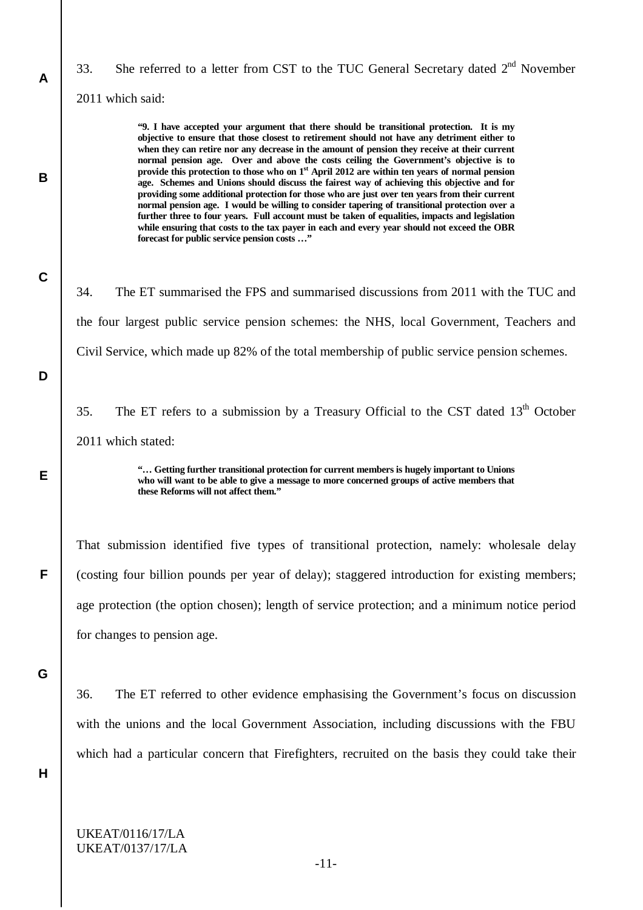33. She referred to a letter from CST to the TUC General Secretary dated 2nd November 2011 which said:

> **"9. I have accepted your argument that there should be transitional protection. It is my objective to ensure that those closest to retirement should not have any detriment either to when they can retire nor any decrease in the amount of pension they receive at their current normal pension age. Over and above the costs ceiling the Government's objective is to provide this protection to those who on 1st April 2012 are within ten years of normal pension age. Schemes and Unions should discuss the fairest way of achieving this objective and for providing some additional protection for those who are just over ten years from their current normal pension age. I would be willing to consider tapering of transitional protection over a further three to four years. Full account must be taken of equalities, impacts and legislation while ensuring that costs to the tax payer in each and every year should not exceed the OBR forecast for public service pension costs …"**

34. The ET summarised the FPS and summarised discussions from 2011 with the TUC and the four largest public service pension schemes: the NHS, local Government, Teachers and Civil Service, which made up 82% of the total membership of public service pension schemes.

35. The ET refers to a submission by a Treasury Official to the CST dated 13th October 2011 which stated:

> **"… Getting further transitional protection for current members is hugely important to Unions who will want to be able to give a message to more concerned groups of active members that these Reforms will not affect them."**

That submission identified five types of transitional protection, namely: wholesale delay (costing four billion pounds per year of delay); staggered introduction for existing members; age protection (the option chosen); length of service protection; and a minimum notice period for changes to pension age.

36. The ET referred to other evidence emphasising the Government's focus on discussion with the unions and the local Government Association, including discussions with the FBU which had a particular concern that Firefighters, recruited on the basis they could take their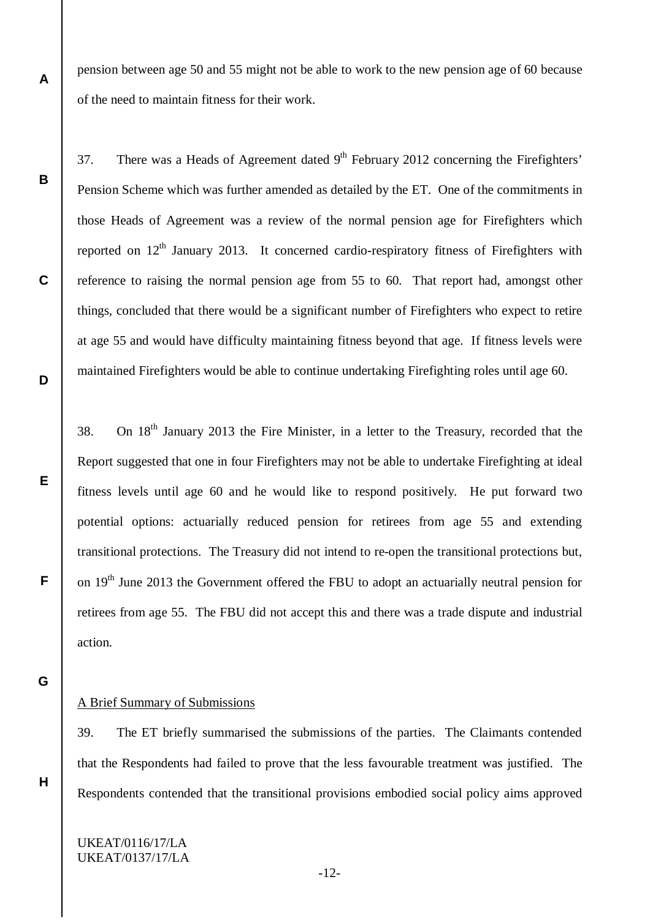pension between age 50 and 55 might not be able to work to the new pension age of 60 because of the need to maintain fitness for their work.

37. There was a Heads of Agreement dated 9th February 2012 concerning the Firefighters' Pension Scheme which was further amended as detailed by the ET. One of the commitments in those Heads of Agreement was a review of the normal pension age for Firefighters which reported on 12th January 2013. It concerned cardio-respiratory fitness of Firefighters with reference to raising the normal pension age from 55 to 60. That report had, amongst other things, concluded that there would be a significant number of Firefighters who expect to retire at age 55 and would have difficulty maintaining fitness beyond that age. If fitness levels were maintained Firefighters would be able to continue undertaking Firefighting roles until age 60.

38. On 18th January 2013 the Fire Minister, in a letter to the Treasury, recorded that the Report suggested that one in four Firefighters may not be able to undertake Firefighting at ideal fitness levels until age 60 and he would like to respond positively. He put forward two potential options: actuarially reduced pension for retirees from age 55 and extending transitional protections. The Treasury did not intend to re-open the transitional protections but, on 19th June 2013 the Government offered the FBU to adopt an actuarially neutral pension for retirees from age 55. The FBU did not accept this and there was a trade dispute and industrial action.

A Brief Summary of Submissions

39. The ET briefly summarised the submissions of the parties. The Claimants contended that the Respondents had failed to prove that the less favourable treatment was justified. The Respondents contended that the transitional provisions embodied social policy aims approved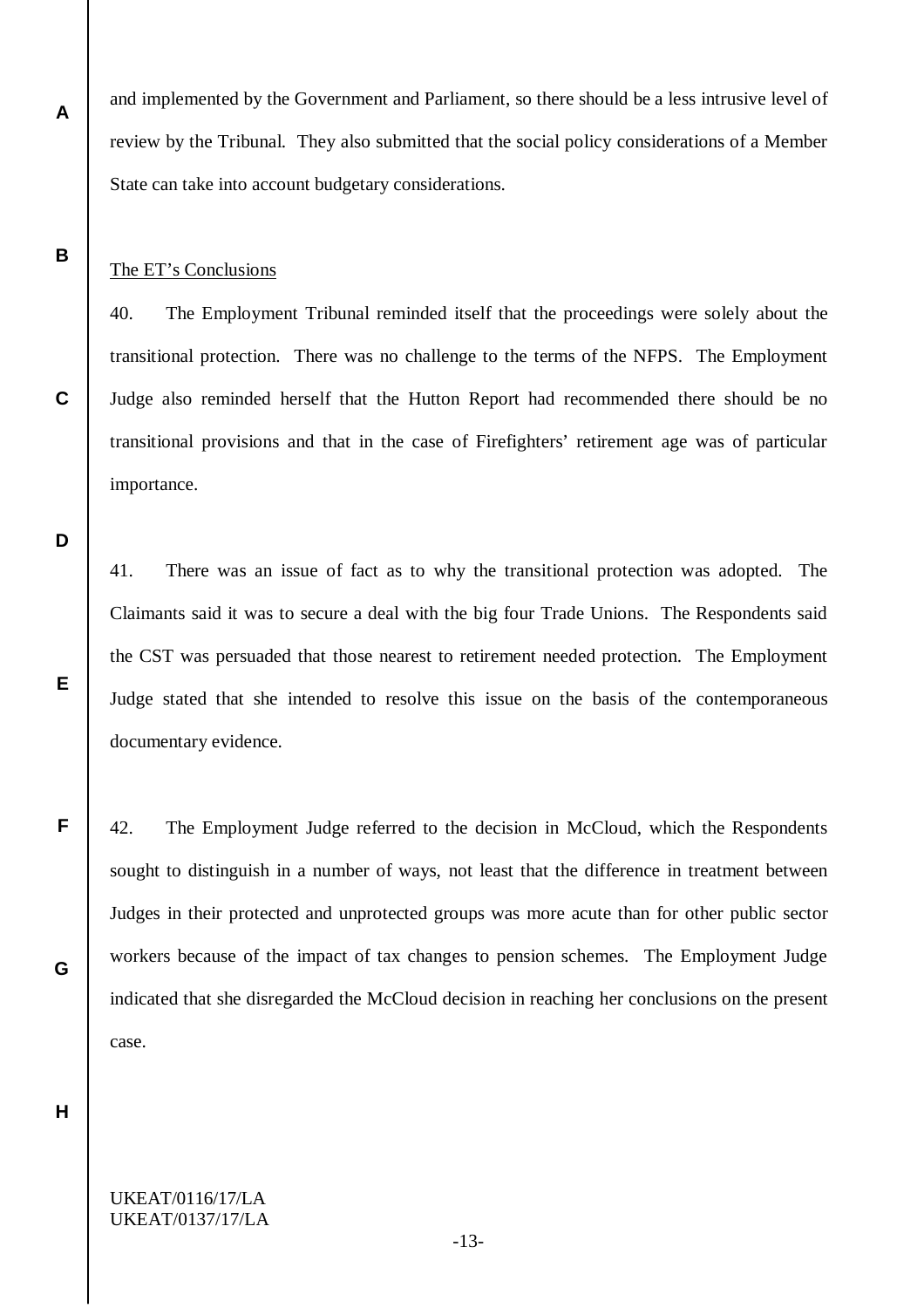and implemented by the Government and Parliament, so there should be a less intrusive level of review by the Tribunal. They also submitted that the social policy considerations of a Member State can take into account budgetary considerations.

The ET's Conclusions

40. The Employment Tribunal reminded itself that the proceedings were solely about the transitional protection. There was no challenge to the terms of the NFPS. The Employment Judge also reminded herself that the Hutton Report had recommended there should be no transitional provisions and that in the case of Firefighters' retirement age was of particular importance.

41. There was an issue of fact as to why the transitional protection was adopted. The Claimants said it was to secure a deal with the big four Trade Unions. The Respondents said the CST was persuaded that those nearest to retirement needed protection. The Employment Judge stated that she intended to resolve this issue on the basis of the contemporaneous documentary evidence.

42. The Employment Judge referred to the decision in McCloud, which the Respondents sought to distinguish in a number of ways, not least that the difference in treatment between Judges in their protected and unprotected groups was more acute than for other public sector workers because of the impact of tax changes to pension schemes. The Employment Judge indicated that she disregarded the McCloud decision in reaching her conclusions on the present case.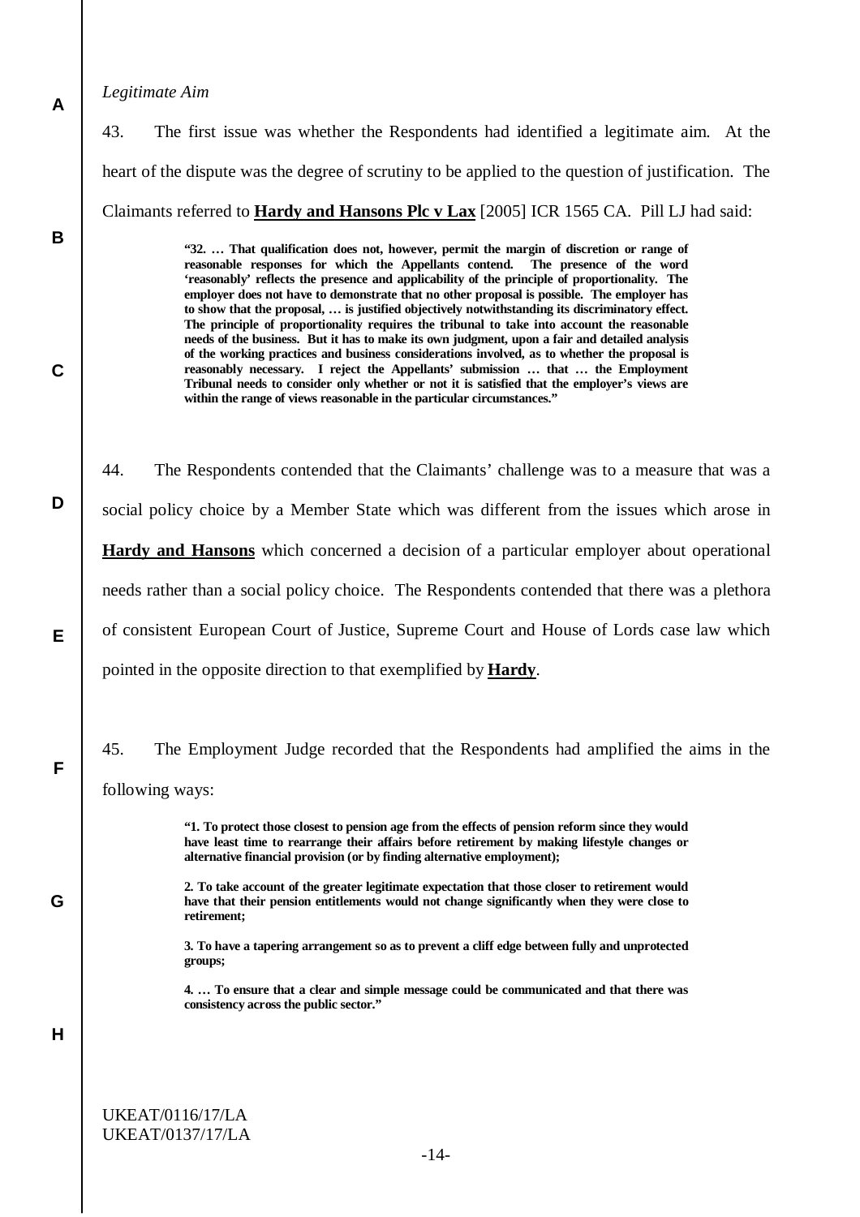*Legitimate Aim*

43. The first issue was whether the Respondents had identified a legitimate aim. At the heart of the dispute was the degree of scrutiny to be applied to the question of justification. The Claimants referred to **Hardy and Hansons Plc v Lax** [2005] ICR 1565 CA. Pill LJ had said:

> **"32. … That qualification does not, however, permit the margin of discretion or range of reasonable responses for which the Appellants contend. The presence of the word 'reasonably' reflects the presence and applicability of the principle of proportionality. The employer does not have to demonstrate that no other proposal is possible. The employer has to show that the proposal, … is justified objectively notwithstanding its discriminatory effect. The principle of proportionality requires the tribunal to take into account the reasonable needs of the business. But it has to make its own judgment, upon a fair and detailed analysis of the working practices and business considerations involved, as to whether the proposal is reasonably necessary. I reject the Appellants' submission … that … the Employment Tribunal needs to consider only whether or not it is satisfied that the employer's views are within the range of views reasonable in the particular circumstances."**

44. The Respondents contended that the Claimants' challenge was to a measure that was a social policy choice by a Member State which was different from the issues which arose in **Hardy and Hansons** which concerned a decision of a particular employer about operational needs rather than a social policy choice. The Respondents contended that there was a plethora of consistent European Court of Justice, Supreme Court and House of Lords case law which pointed in the opposite direction to that exemplified by **Hardy**.

45. The Employment Judge recorded that the Respondents had amplified the aims in the following ways:

> **"1. To protect those closest to pension age from the effects of pension reform since they would have least time to rearrange their affairs before retirement by making lifestyle changes or alternative financial provision (or by finding alternative employment);**
>
> **2. To take account of the greater legitimate expectation that those closer to retirement would have that their pension entitlements would not change significantly when they were close to retirement;**
>
> **3. To have a tapering arrangement so as to prevent a cliff edge between fully and unprotected groups;**
>
> **4. … To ensure that a clear and simple message could be communicated and that there was consistency across the public sector."**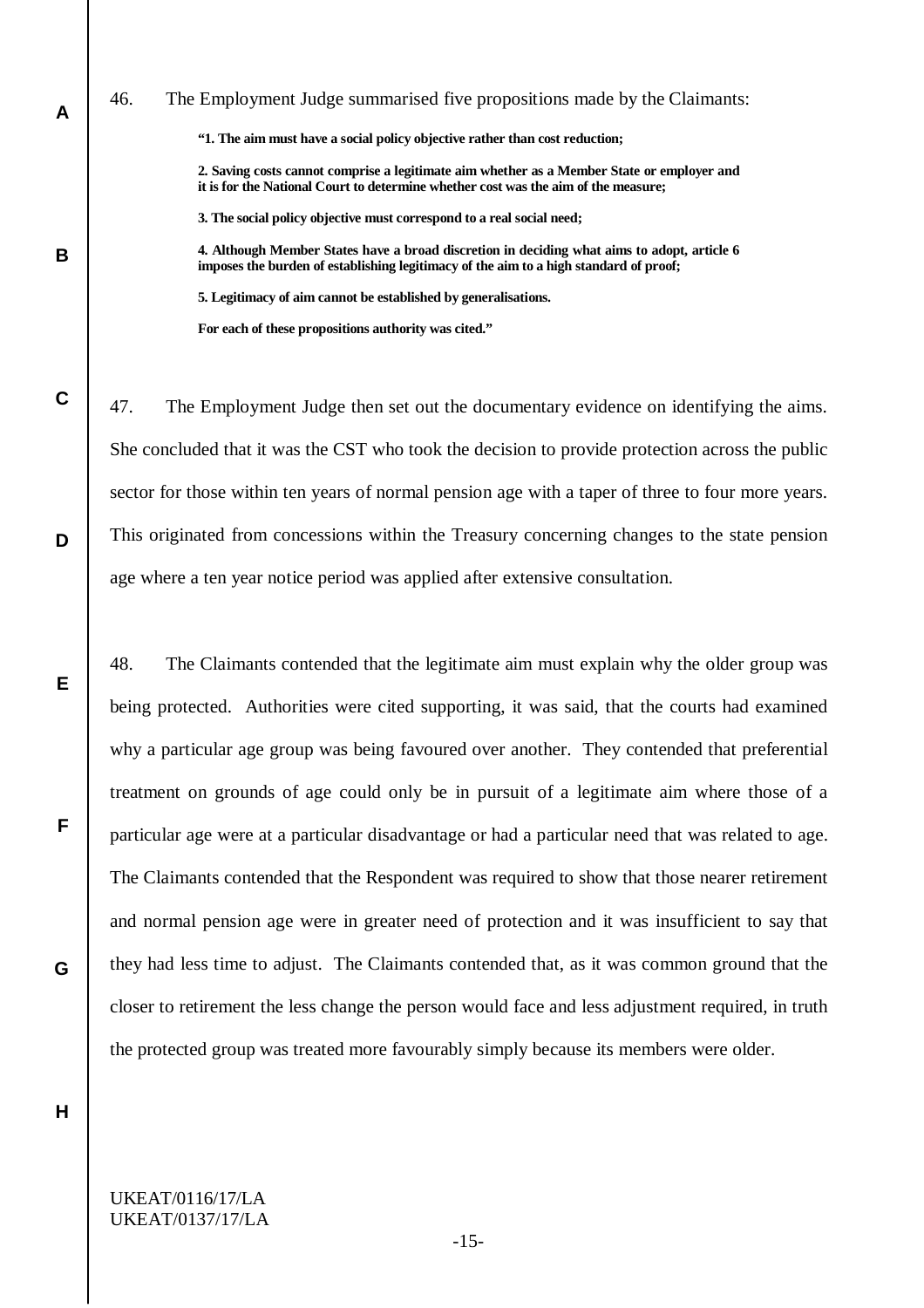46. The Employment Judge summarised five propositions made by the Claimants:

> **"1. The aim must have a social policy objective rather than cost reduction;**
>
> **2. Saving costs cannot comprise a legitimate aim whether as a Member State or employer and it is for the National Court to determine whether cost was the aim of the measure;**
>
> **3. The social policy objective must correspond to a real social need;**
>
> **4. Although Member States have a broad discretion in deciding what aims to adopt, article 6 imposes the burden of establishing legitimacy of the aim to a high standard of proof;**
>
> **5. Legitimacy of aim cannot be established by generalisations.**
>
> **For each of these propositions authority was cited."**

47. The Employment Judge then set out the documentary evidence on identifying the aims. She concluded that it was the CST who took the decision to provide protection across the public sector for those within ten years of normal pension age with a taper of three to four more years. This originated from concessions within the Treasury concerning changes to the state pension age where a ten year notice period was applied after extensive consultation.

48. The Claimants contended that the legitimate aim must explain why the older group was being protected. Authorities were cited supporting, it was said, that the courts had examined why a particular age group was being favoured over another. They contended that preferential treatment on grounds of age could only be in pursuit of a legitimate aim where those of a particular age were at a particular disadvantage or had a particular need that was related to age. The Claimants contended that the Respondent was required to show that those nearer retirement and normal pension age were in greater need of protection and it was insufficient to say that they had less time to adjust. The Claimants contended that, as it was common ground that the closer to retirement the less change the person would face and less adjustment required, in truth the protected group was treated more favourably simply because its members were older.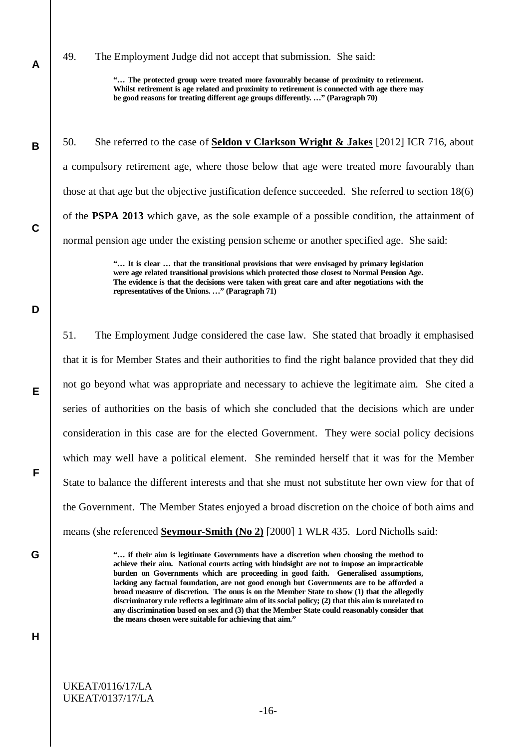49. The Employment Judge did not accept that submission. She said:

> **"… The protected group were treated more favourably because of proximity to retirement. Whilst retirement is age related and proximity to retirement is connected with age there may be good reasons for treating different age groups differently. …" (Paragraph 70)**

50. She referred to the case of **Seldon v Clarkson Wright & Jakes** [2012] ICR 716, about a compulsory retirement age, where those below that age were treated more favourably than those at that age but the objective justification defence succeeded. She referred to section 18(6) of the **PSPA 2013** which gave, as the sole example of a possible condition, the attainment of normal pension age under the existing pension scheme or another specified age. She said:

> **"… It is clear … that the transitional provisions that were envisaged by primary legislation were age related transitional provisions which protected those closest to Normal Pension Age. The evidence is that the decisions were taken with great care and after negotiations with the representatives of the Unions. …" (Paragraph 71)**

51. The Employment Judge considered the case law. She stated that broadly it emphasised that it is for Member States and their authorities to find the right balance provided that they did not go beyond what was appropriate and necessary to achieve the legitimate aim. She cited a series of authorities on the basis of which she concluded that the decisions which are under consideration in this case are for the elected Government. They were social policy decisions which may well have a political element. She reminded herself that it was for the Member State to balance the different interests and that she must not substitute her own view for that of the Government. The Member States enjoyed a broad discretion on the choice of both aims and means (she referenced **Seymour-Smith (No 2)** [2000] 1 WLR 435. Lord Nicholls said:

> **"… if their aim is legitimate Governments have a discretion when choosing the method to achieve their aim. National courts acting with hindsight are not to impose an impracticable burden on Governments which are proceeding in good faith. Generalised assumptions, lacking any factual foundation, are not good enough but Governments are to be afforded a broad measure of discretion. The onus is on the Member State to show (1) that the allegedly discriminatory rule reflects a legitimate aim of its social policy; (2) that this aim is unrelated to any discrimination based on sex and (3) that the Member State could reasonably consider that the means chosen were suitable for achieving that aim."**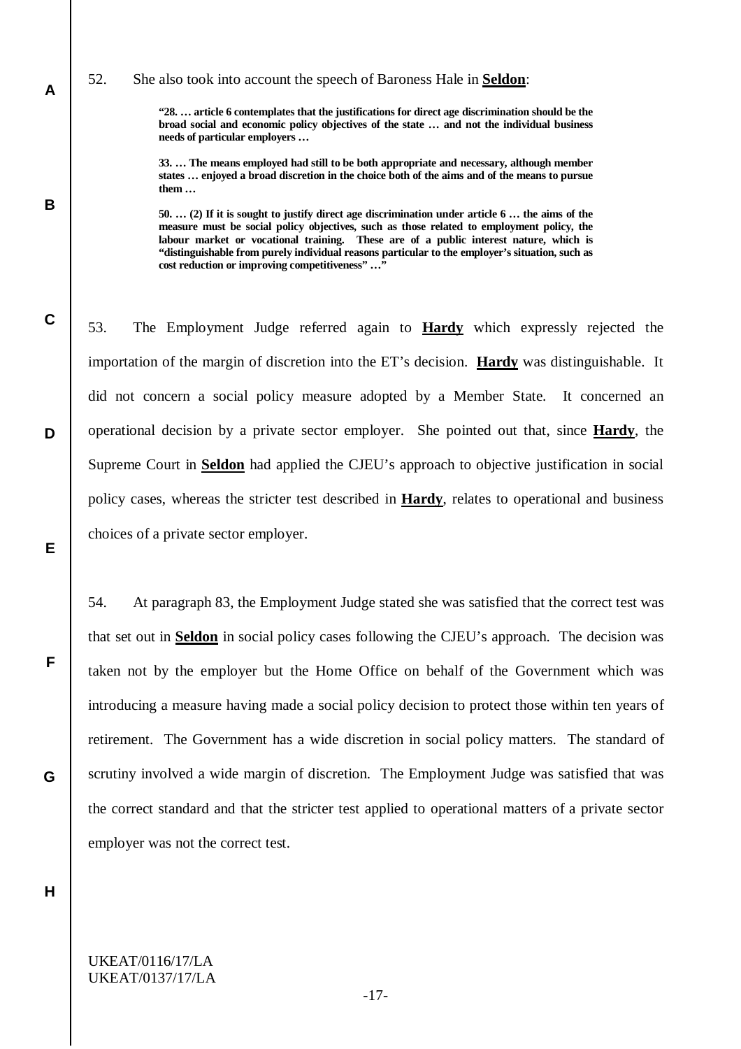52. She also took into account the speech of Baroness Hale in **Seldon**:

> **"28. … article 6 contemplates that the justifications for direct age discrimination should be the broad social and economic policy objectives of the state … and not the individual business needs of particular employers …**
>
> **33. … The means employed had still to be both appropriate and necessary, although member states … enjoyed a broad discretion in the choice both of the aims and of the means to pursue them …**
>
> **50. … (2) If it is sought to justify direct age discrimination under article 6 … the aims of the measure must be social policy objectives, such as those related to employment policy, the labour market or vocational training. These are of a public interest nature, which is "distinguishable from purely individual reasons particular to the employer's situation, such as cost reduction or improving competitiveness" …"**

53. The Employment Judge referred again to **Hardy** which expressly rejected the importation of the margin of discretion into the ET's decision. **Hardy** was distinguishable. It did not concern a social policy measure adopted by a Member State. It concerned an operational decision by a private sector employer. She pointed out that, since **Hardy**, the Supreme Court in **Seldon** had applied the CJEU's approach to objective justification in social policy cases, whereas the stricter test described in **Hardy**, relates to operational and business choices of a private sector employer.

54. At paragraph 83, the Employment Judge stated she was satisfied that the correct test was that set out in **Seldon** in social policy cases following the CJEU's approach. The decision was taken not by the employer but the Home Office on behalf of the Government which was introducing a measure having made a social policy decision to protect those within ten years of retirement. The Government has a wide discretion in social policy matters. The standard of scrutiny involved a wide margin of discretion. The Employment Judge was satisfied that was the correct standard and that the stricter test applied to operational matters of a private sector employer was not the correct test.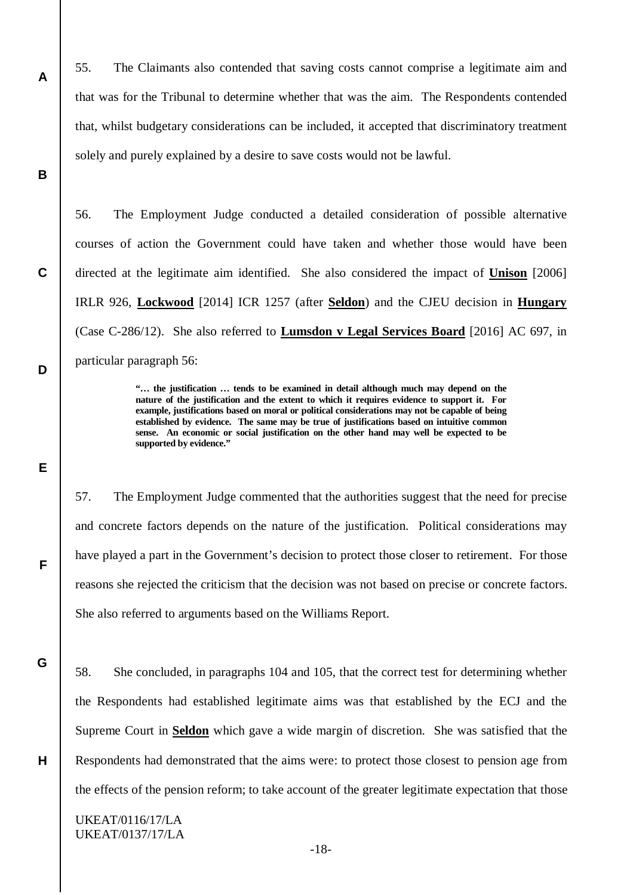55. The Claimants also contended that saving costs cannot comprise a legitimate aim and that was for the Tribunal to determine whether that was the aim. The Respondents contended that, whilst budgetary considerations can be included, it accepted that discriminatory treatment solely and purely explained by a desire to save costs would not be lawful.

56. The Employment Judge conducted a detailed consideration of possible alternative courses of action the Government could have taken and whether those would have been directed at the legitimate aim identified. She also considered the impact of **Unison** [2006] IRLR 926, **Lockwood** [2014] ICR 1257 (after **Seldon**) and the CJEU decision in **Hungary** (Case C-286/12). She also referred to **Lumsdon v Legal Services Board** [2016] AC 697, in particular paragraph 56:

> **"… the justification … tends to be examined in detail although much may depend on the nature of the justification and the extent to which it requires evidence to support it. For example, justifications based on moral or political considerations may not be capable of being established by evidence. The same may be true of justifications based on intuitive common sense. An economic or social justification on the other hand may well be expected to be supported by evidence."**

57. The Employment Judge commented that the authorities suggest that the need for precise and concrete factors depends on the nature of the justification. Political considerations may have played a part in the Government's decision to protect those closer to retirement. For those reasons she rejected the criticism that the decision was not based on precise or concrete factors. She also referred to arguments based on the Williams Report.

58. She concluded, in paragraphs 104 and 105, that the correct test for determining whether the Respondents had established legitimate aims was that established by the ECJ and the Supreme Court in **Seldon** which gave a wide margin of discretion. She was satisfied that the Respondents had demonstrated that the aims were: to protect those closest to pension age from the effects of the pension reform; to take account of the greater legitimate expectation that those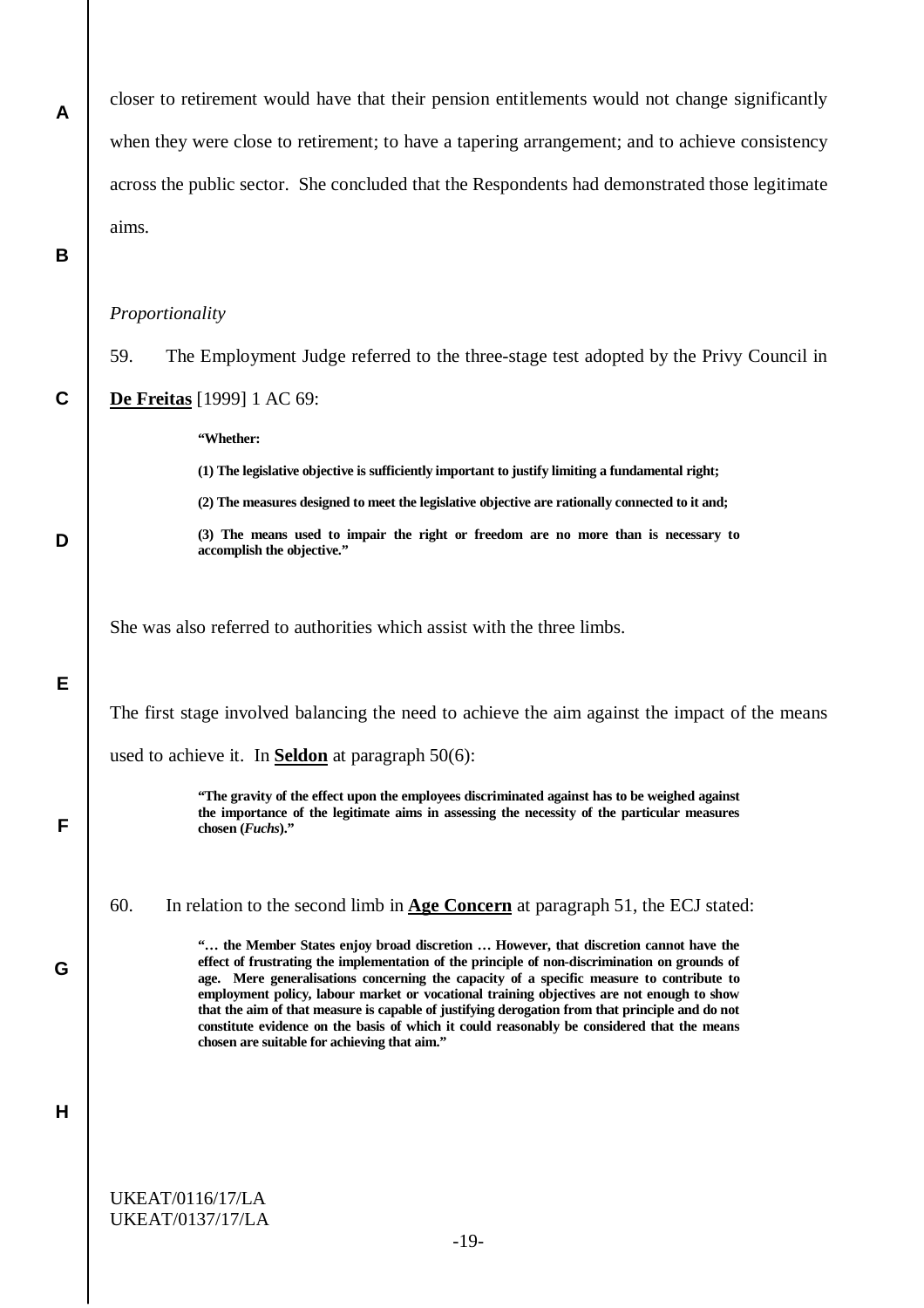closer to retirement would have that their pension entitlements would not change significantly when they were close to retirement; to have a tapering arrangement; and to achieve consistency across the public sector. She concluded that the Respondents had demonstrated those legitimate aims.

*Proportionality*

59. The Employment Judge referred to the three-stage test adopted by the Privy Council in **De Freitas** [1999] 1 AC 69:

> **"Whether:**
>
> **(1) The legislative objective is sufficiently important to justify limiting a fundamental right;**
>
> **(2) The measures designed to meet the legislative objective are rationally connected to it and;**
>
> **(3) The means used to impair the right or freedom are no more than is necessary to accomplish the objective."**

She was also referred to authorities which assist with the three limbs.

The first stage involved balancing the need to achieve the aim against the impact of the means used to achieve it. In **Seldon** at paragraph 50(6):

> **"The gravity of the effect upon the employees discriminated against has to be weighed against the importance of the legitimate aims in assessing the necessity of the particular measures chosen (*Fuchs*)."**

60. In relation to the second limb in **Age Concern** at paragraph 51, the ECJ stated:

> **"… the Member States enjoy broad discretion … However, that discretion cannot have the effect of frustrating the implementation of the principle of non-discrimination on grounds of age. Mere generalisations concerning the capacity of a specific measure to contribute to employment policy, labour market or vocational training objectives are not enough to show that the aim of that measure is capable of justifying derogation from that principle and do not constitute evidence on the basis of which it could reasonably be considered that the means chosen are suitable for achieving that aim."**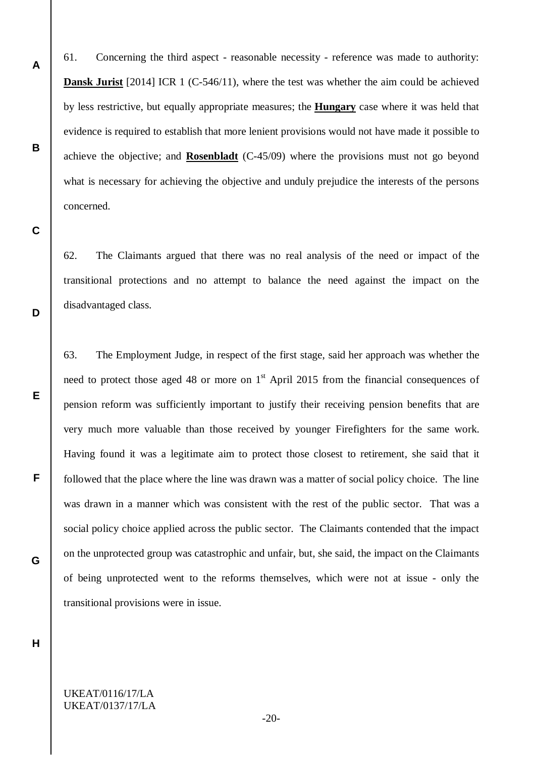61. Concerning the third aspect - reasonable necessity - reference was made to authority: **Dansk Jurist** [2014] ICR 1 (C-546/11), where the test was whether the aim could be achieved by less restrictive, but equally appropriate measures; the **Hungary** case where it was held that evidence is required to establish that more lenient provisions would not have made it possible to achieve the objective; and **Rosenbladt** (C-45/09) where the provisions must not go beyond what is necessary for achieving the objective and unduly prejudice the interests of the persons concerned.

62. The Claimants argued that there was no real analysis of the need or impact of the transitional protections and no attempt to balance the need against the impact on the disadvantaged class.

63. The Employment Judge, in respect of the first stage, said her approach was whether the need to protect those aged 48 or more on 1st April 2015 from the financial consequences of pension reform was sufficiently important to justify their receiving pension benefits that are very much more valuable than those received by younger Firefighters for the same work. Having found it was a legitimate aim to protect those closest to retirement, she said that it followed that the place where the line was drawn was a matter of social policy choice. The line was drawn in a manner which was consistent with the rest of the public sector. That was a social policy choice applied across the public sector. The Claimants contended that the impact on the unprotected group was catastrophic and unfair, but, she said, the impact on the Claimants of being unprotected went to the reforms themselves, which were not at issue - only the transitional provisions were in issue.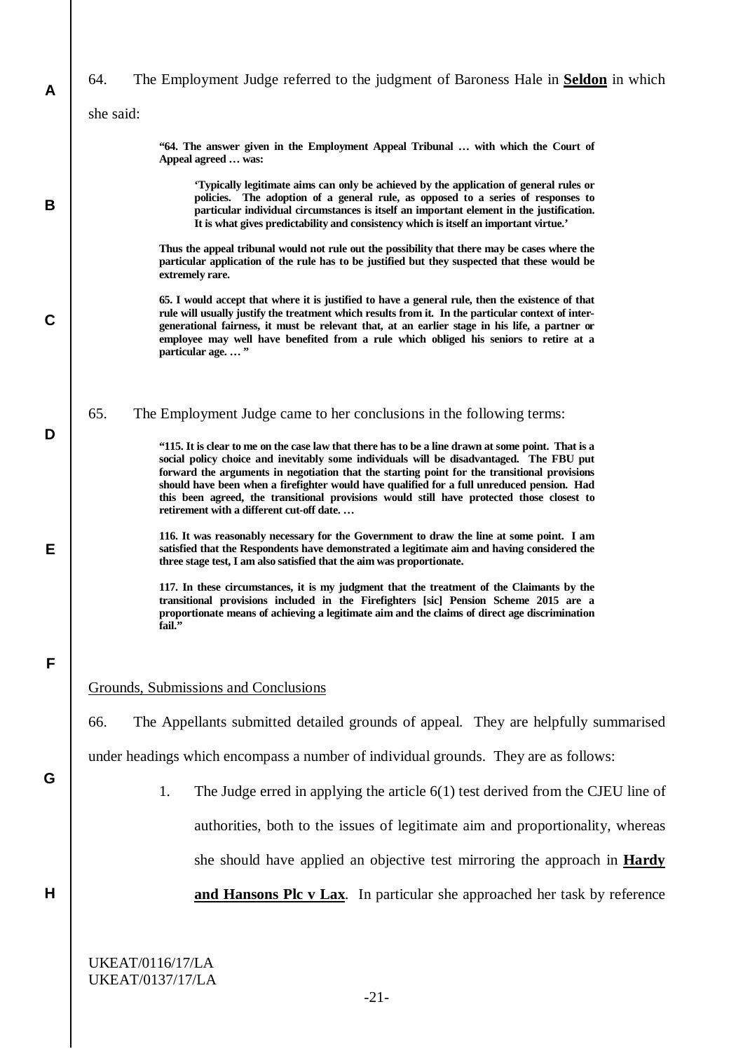64. The Employment Judge referred to the judgment of Baroness Hale in **Seldon** in which she said:

> **"64. The answer given in the Employment Appeal Tribunal … with which the Court of Appeal agreed … was:**
>
> > **'Typically legitimate aims can only be achieved by the application of general rules or policies. The adoption of a general rule, as opposed to a series of responses to particular individual circumstances is itself an important element in the justification. It is what gives predictability and consistency which is itself an important virtue.'**
>
> **Thus the appeal tribunal would not rule out the possibility that there may be cases where the particular application of the rule has to be justified but they suspected that these would be extremely rare.**
>
> **65. I would accept that where it is justified to have a general rule, then the existence of that rule will usually justify the treatment which results from it. In the particular context of inter-generational fairness, it must be relevant that, at an earlier stage in his life, a partner or employee may well have benefited from a rule which obliged his seniors to retire at a particular age. … "**

65. The Employment Judge came to her conclusions in the following terms:

> **"115. It is clear to me on the case law that there has to be a line drawn at some point. That is a social policy choice and inevitably some individuals will be disadvantaged. The FBU put forward the arguments in negotiation that the starting point for the transitional provisions should have been when a firefighter would have qualified for a full unreduced pension. Had this been agreed, the transitional provisions would still have protected those closest to retirement with a different cut-off date. …**
>
> **116. It was reasonably necessary for the Government to draw the line at some point. I am satisfied that the Respondents have demonstrated a legitimate aim and having considered the three stage test, I am also satisfied that the aim was proportionate.**
>
> **117. In these circumstances, it is my judgment that the treatment of the Claimants by the transitional provisions included in the Firefighters [sic] Pension Scheme 2015 are a proportionate means of achieving a legitimate aim and the claims of direct age discrimination fail."**

## Grounds, Submissions and Conclusions

66. The Appellants submitted detailed grounds of appeal. They are helpfully summarised under headings which encompass a number of individual grounds. They are as follows:

1. The Judge erred in applying the article 6(1) test derived from the CJEU line of authorities, both to the issues of legitimate aim and proportionality, whereas she should have applied an objective test mirroring the approach in **Hardy and Hansons Plc v Lax**. In particular she approached her task by reference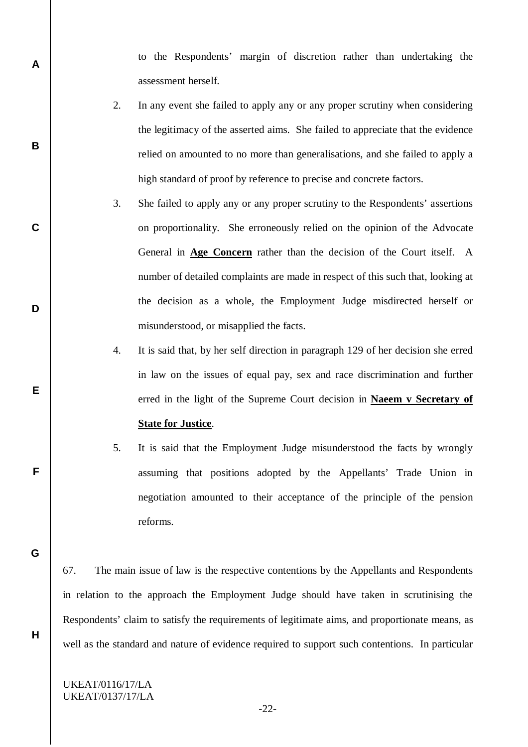to the Respondents' margin of discretion rather than undertaking the assessment herself.

2. In any event she failed to apply any or any proper scrutiny when considering the legitimacy of the asserted aims. She failed to appreciate that the evidence relied on amounted to no more than generalisations, and she failed to apply a high standard of proof by reference to precise and concrete factors.

3. She failed to apply any or any proper scrutiny to the Respondents' assertions on proportionality. She erroneously relied on the opinion of the Advocate General in **Age Concern** rather than the decision of the Court itself. A number of detailed complaints are made in respect of this such that, looking at the decision as a whole, the Employment Judge misdirected herself or misunderstood, or misapplied the facts.

4. It is said that, by her self direction in paragraph 129 of her decision she erred in law on the issues of equal pay, sex and race discrimination and further erred in the light of the Supreme Court decision in **Naeem v Secretary of State for Justice**.

5. It is said that the Employment Judge misunderstood the facts by wrongly assuming that positions adopted by the Appellants' Trade Union in negotiation amounted to their acceptance of the principle of the pension reforms.

67. The main issue of law is the respective contentions by the Appellants and Respondents in relation to the approach the Employment Judge should have taken in scrutinising the Respondents' claim to satisfy the requirements of legitimate aims, and proportionate means, as well as the standard and nature of evidence required to support such contentions. In particular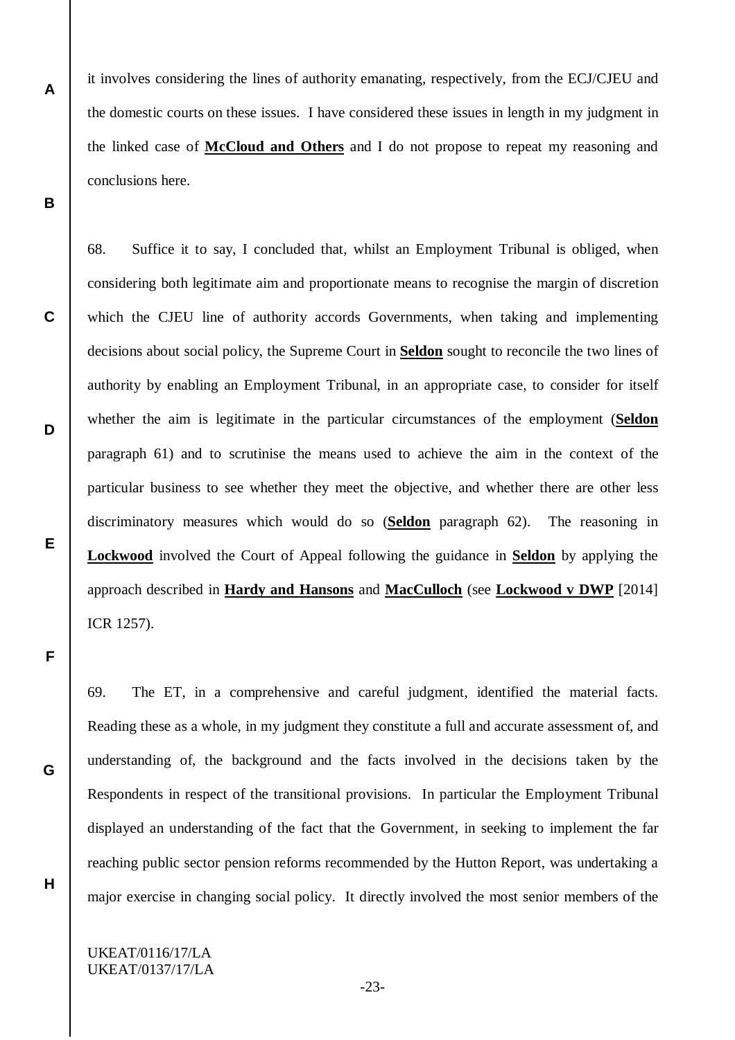it involves considering the lines of authority emanating, respectively, from the ECJ/CJEU and the domestic courts on these issues. I have considered these issues in length in my judgment in the linked case of **McCloud and Others** and I do not propose to repeat my reasoning and conclusions here.

68. Suffice it to say, I concluded that, whilst an Employment Tribunal is obliged, when considering both legitimate aim and proportionate means to recognise the margin of discretion which the CJEU line of authority accords Governments, when taking and implementing decisions about social policy, the Supreme Court in **Seldon** sought to reconcile the two lines of authority by enabling an Employment Tribunal, in an appropriate case, to consider for itself whether the aim is legitimate in the particular circumstances of the employment (**Seldon** paragraph 61) and to scrutinise the means used to achieve the aim in the context of the particular business to see whether they meet the objective, and whether there are other less discriminatory measures which would do so (**Seldon** paragraph 62). The reasoning in **Lockwood** involved the Court of Appeal following the guidance in **Seldon** by applying the approach described in **Hardy and Hansons** and **MacCulloch** (see **Lockwood v DWP** [2014] ICR 1257).

69. The ET, in a comprehensive and careful judgment, identified the material facts. Reading these as a whole, in my judgment they constitute a full and accurate assessment of, and understanding of, the background and the facts involved in the decisions taken by the Respondents in respect of the transitional provisions. In particular the Employment Tribunal displayed an understanding of the fact that the Government, in seeking to implement the far reaching public sector pension reforms recommended by the Hutton Report, was undertaking a major exercise in changing social policy. It directly involved the most senior members of the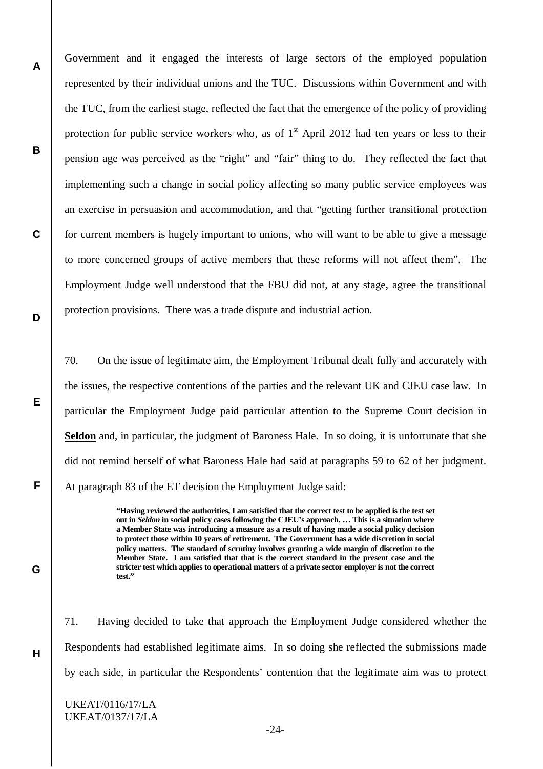Government and it engaged the interests of large sectors of the employed population represented by their individual unions and the TUC. Discussions within Government and with the TUC, from the earliest stage, reflected the fact that the emergence of the policy of providing protection for public service workers who, as of 1st April 2012 had ten years or less to their pension age was perceived as the "right" and "fair" thing to do. They reflected the fact that implementing such a change in social policy affecting so many public service employees was an exercise in persuasion and accommodation, and that "getting further transitional protection for current members is hugely important to unions, who will want to be able to give a message to more concerned groups of active members that these reforms will not affect them". The Employment Judge well understood that the FBU did not, at any stage, agree the transitional protection provisions. There was a trade dispute and industrial action.

70. On the issue of legitimate aim, the Employment Tribunal dealt fully and accurately with the issues, the respective contentions of the parties and the relevant UK and CJEU case law. In particular the Employment Judge paid particular attention to the Supreme Court decision in **Seldon** and, in particular, the judgment of Baroness Hale. In so doing, it is unfortunate that she did not remind herself of what Baroness Hale had said at paragraphs 59 to 62 of her judgment. At paragraph 83 of the ET decision the Employment Judge said:

> **"Having reviewed the authorities, I am satisfied that the correct test to be applied is the test set out in *Seldon* in social policy cases following the CJEU's approach. … This is a situation where a Member State was introducing a measure as a result of having made a social policy decision to protect those within 10 years of retirement. The Government has a wide discretion in social policy matters. The standard of scrutiny involves granting a wide margin of discretion to the Member State. I am satisfied that that is the correct standard in the present case and the stricter test which applies to operational matters of a private sector employer is not the correct test."**

71. Having decided to take that approach the Employment Judge considered whether the Respondents had established legitimate aims. In so doing she reflected the submissions made by each side, in particular the Respondents' contention that the legitimate aim was to protect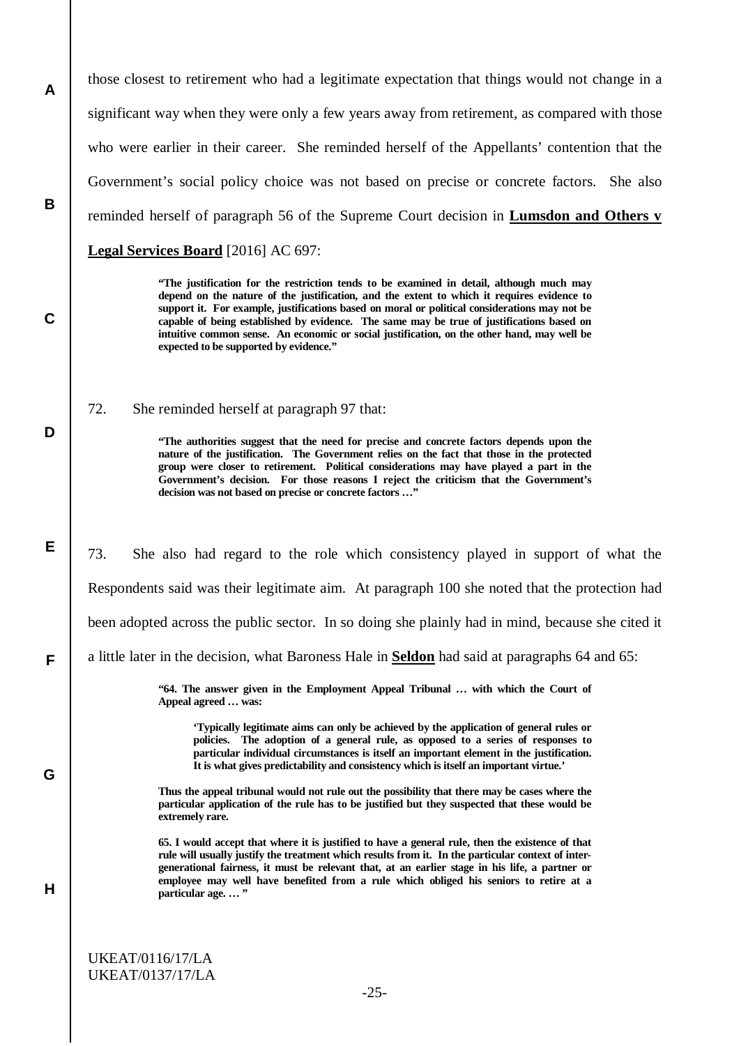those closest to retirement who had a legitimate expectation that things would not change in a significant way when they were only a few years away from retirement, as compared with those who were earlier in their career. She reminded herself of the Appellants' contention that the Government's social policy choice was not based on precise or concrete factors. She also reminded herself of paragraph 56 of the Supreme Court decision in **Lumsdon and Others v Legal Services Board** [2016] AC 697:

> **"The justification for the restriction tends to be examined in detail, although much may depend on the nature of the justification, and the extent to which it requires evidence to support it. For example, justifications based on moral or political considerations may not be capable of being established by evidence. The same may be true of justifications based on intuitive common sense. An economic or social justification, on the other hand, may well be expected to be supported by evidence."**

72. She reminded herself at paragraph 97 that:

> **"The authorities suggest that the need for precise and concrete factors depends upon the nature of the justification. The Government relies on the fact that those in the protected group were closer to retirement. Political considerations may have played a part in the Government's decision. For those reasons I reject the criticism that the Government's decision was not based on precise or concrete factors …"**

73. She also had regard to the role which consistency played in support of what the Respondents said was their legitimate aim. At paragraph 100 she noted that the protection had been adopted across the public sector. In so doing she plainly had in mind, because she cited it a little later in the decision, what Baroness Hale in **Seldon** had said at paragraphs 64 and 65:

> **"64. The answer given in the Employment Appeal Tribunal … with which the Court of Appeal agreed … was:**
>
> > **'Typically legitimate aims can only be achieved by the application of general rules or policies. The adoption of a general rule, as opposed to a series of responses to particular individual circumstances is itself an important element in the justification. It is what gives predictability and consistency which is itself an important virtue.'**
>
> **Thus the appeal tribunal would not rule out the possibility that there may be cases where the particular application of the rule has to be justified but they suspected that these would be extremely rare.**
>
> **65. I would accept that where it is justified to have a general rule, then the existence of that rule will usually justify the treatment which results from it. In the particular context of inter-generational fairness, it must be relevant that, at an earlier stage in his life, a partner or employee may well have benefited from a rule which obliged his seniors to retire at a particular age. … "**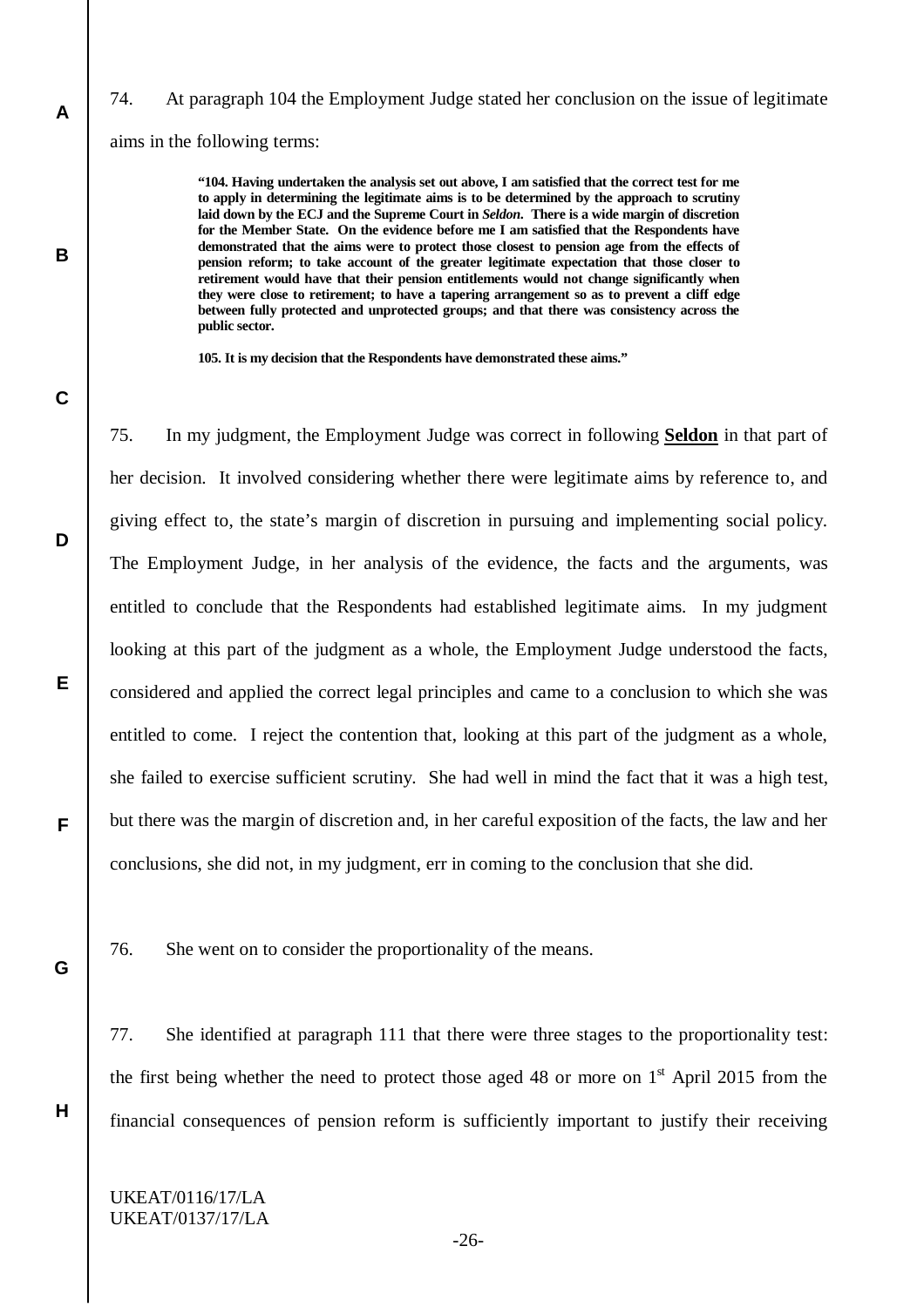74. At paragraph 104 the Employment Judge stated her conclusion on the issue of legitimate aims in the following terms:

> **"104. Having undertaken the analysis set out above, I am satisfied that the correct test for me to apply in determining the legitimate aims is to be determined by the approach to scrutiny laid down by the ECJ and the Supreme Court in *Seldon*. There is a wide margin of discretion for the Member State. On the evidence before me I am satisfied that the Respondents have demonstrated that the aims were to protect those closest to pension age from the effects of pension reform; to take account of the greater legitimate expectation that those closer to retirement would have that their pension entitlements would not change significantly when they were close to retirement; to have a tapering arrangement so as to prevent a cliff edge between fully protected and unprotected groups; and that there was consistency across the public sector.**
>
> **105. It is my decision that the Respondents have demonstrated these aims."**

75. In my judgment, the Employment Judge was correct in following **Seldon** in that part of her decision. It involved considering whether there were legitimate aims by reference to, and giving effect to, the state's margin of discretion in pursuing and implementing social policy. The Employment Judge, in her analysis of the evidence, the facts and the arguments, was entitled to conclude that the Respondents had established legitimate aims. In my judgment looking at this part of the judgment as a whole, the Employment Judge understood the facts, considered and applied the correct legal principles and came to a conclusion to which she was entitled to come. I reject the contention that, looking at this part of the judgment as a whole, she failed to exercise sufficient scrutiny. She had well in mind the fact that it was a high test, but there was the margin of discretion and, in her careful exposition of the facts, the law and her conclusions, she did not, in my judgment, err in coming to the conclusion that she did.

76. She went on to consider the proportionality of the means.

77. She identified at paragraph 111 that there were three stages to the proportionality test: the first being whether the need to protect those aged 48 or more on 1st April 2015 from the financial consequences of pension reform is sufficiently important to justify their receiving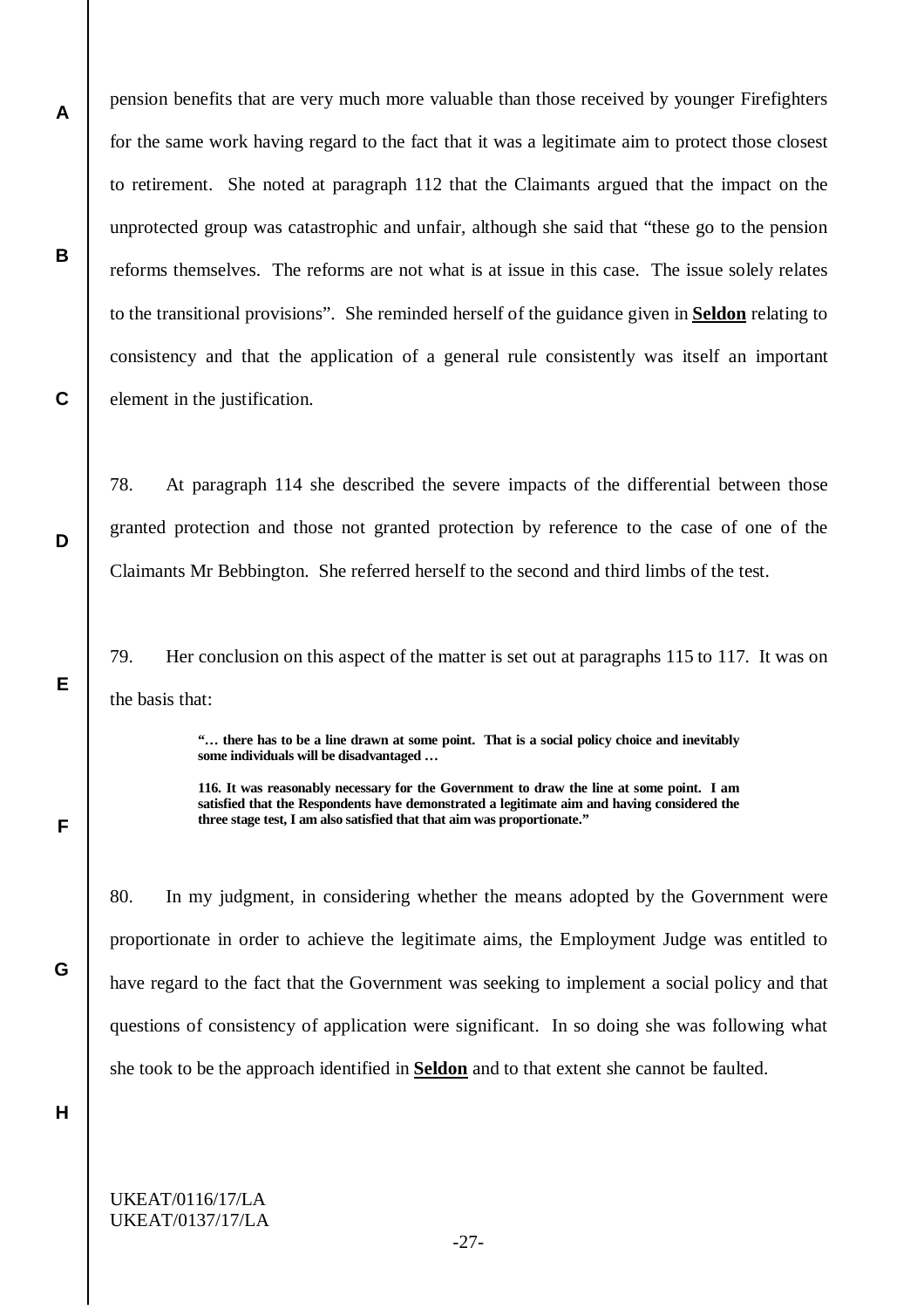pension benefits that are very much more valuable than those received by younger Firefighters for the same work having regard to the fact that it was a legitimate aim to protect those closest to retirement. She noted at paragraph 112 that the Claimants argued that the impact on the unprotected group was catastrophic and unfair, although she said that "these go to the pension reforms themselves. The reforms are not what is at issue in this case. The issue solely relates to the transitional provisions". She reminded herself of the guidance given in **Seldon** relating to consistency and that the application of a general rule consistently was itself an important element in the justification.

78. At paragraph 114 she described the severe impacts of the differential between those granted protection and those not granted protection by reference to the case of one of the Claimants Mr Bebbington. She referred herself to the second and third limbs of the test.

79. Her conclusion on this aspect of the matter is set out at paragraphs 115 to 117. It was on the basis that:

> **"… there has to be a line drawn at some point. That is a social policy choice and inevitably some individuals will be disadvantaged …**
>
> **116. It was reasonably necessary for the Government to draw the line at some point. I am satisfied that the Respondents have demonstrated a legitimate aim and having considered the three stage test, I am also satisfied that that aim was proportionate."**

80. In my judgment, in considering whether the means adopted by the Government were proportionate in order to achieve the legitimate aims, the Employment Judge was entitled to have regard to the fact that the Government was seeking to implement a social policy and that questions of consistency of application were significant. In so doing she was following what she took to be the approach identified in **Seldon** and to that extent she cannot be faulted.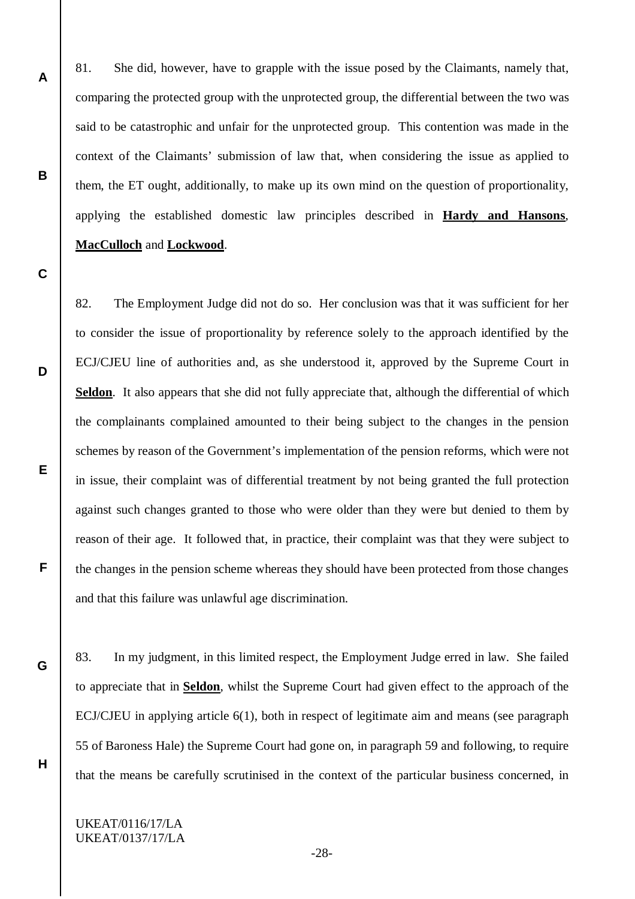81. She did, however, have to grapple with the issue posed by the Claimants, namely that, comparing the protected group with the unprotected group, the differential between the two was said to be catastrophic and unfair for the unprotected group. This contention was made in the context of the Claimants' submission of law that, when considering the issue as applied to them, the ET ought, additionally, to make up its own mind on the question of proportionality, applying the established domestic law principles described in **Hardy and Hansons**, **MacCulloch** and **Lockwood**.

82. The Employment Judge did not do so. Her conclusion was that it was sufficient for her to consider the issue of proportionality by reference solely to the approach identified by the ECJ/CJEU line of authorities and, as she understood it, approved by the Supreme Court in **Seldon**. It also appears that she did not fully appreciate that, although the differential of which the complainants complained amounted to their being subject to the changes in the pension schemes by reason of the Government's implementation of the pension reforms, which were not in issue, their complaint was of differential treatment by not being granted the full protection against such changes granted to those who were older than they were but denied to them by reason of their age. It followed that, in practice, their complaint was that they were subject to the changes in the pension scheme whereas they should have been protected from those changes and that this failure was unlawful age discrimination.

83. In my judgment, in this limited respect, the Employment Judge erred in law. She failed to appreciate that in **Seldon**, whilst the Supreme Court had given effect to the approach of the ECJ/CJEU in applying article 6(1), both in respect of legitimate aim and means (see paragraph 55 of Baroness Hale) the Supreme Court had gone on, in paragraph 59 and following, to require that the means be carefully scrutinised in the context of the particular business concerned, in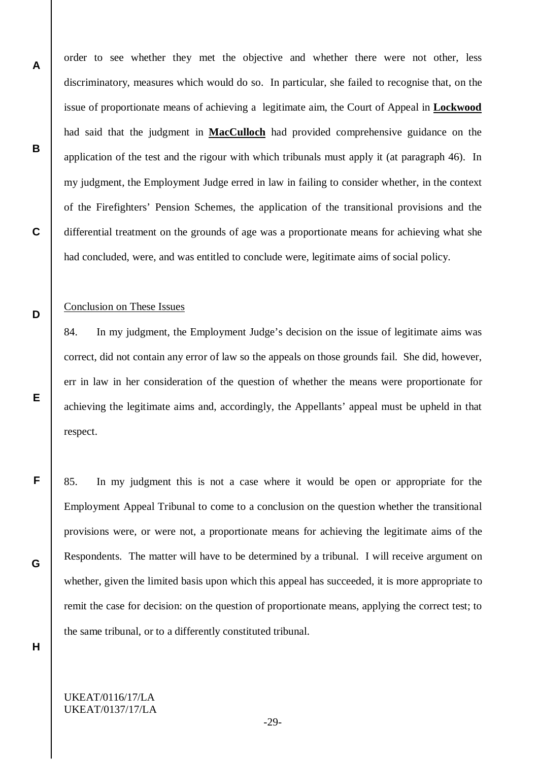order to see whether they met the objective and whether there were not other, less discriminatory, measures which would do so. In particular, she failed to recognise that, on the issue of proportionate means of achieving a legitimate aim, the Court of Appeal in **Lockwood** had said that the judgment in **MacCulloch** had provided comprehensive guidance on the application of the test and the rigour with which tribunals must apply it (at paragraph 46). In my judgment, the Employment Judge erred in law in failing to consider whether, in the context of the Firefighters' Pension Schemes, the application of the transitional provisions and the differential treatment on the grounds of age was a proportionate means for achieving what she had concluded, were, and was entitled to conclude were, legitimate aims of social policy.

Conclusion on These Issues

84. In my judgment, the Employment Judge's decision on the issue of legitimate aims was correct, did not contain any error of law so the appeals on those grounds fail. She did, however, err in law in her consideration of the question of whether the means were proportionate for achieving the legitimate aims and, accordingly, the Appellants' appeal must be upheld in that respect.

85. In my judgment this is not a case where it would be open or appropriate for the Employment Appeal Tribunal to come to a conclusion on the question whether the transitional provisions were, or were not, a proportionate means for achieving the legitimate aims of the Respondents. The matter will have to be determined by a tribunal. I will receive argument on whether, given the limited basis upon which this appeal has succeeded, it is more appropriate to remit the case for decision: on the question of proportionate means, applying the correct test; to the same tribunal, or to a differently constituted tribunal.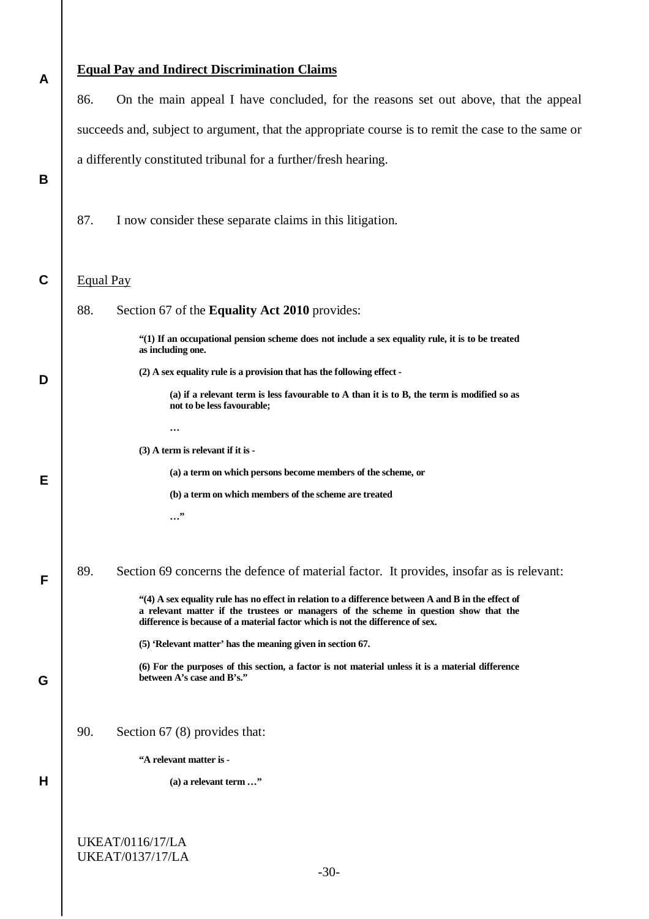**Equal Pay and Indirect Discrimination Claims**

86. On the main appeal I have concluded, for the reasons set out above, that the appeal succeeds and, subject to argument, that the appropriate course is to remit the case to the same or a differently constituted tribunal for a further/fresh hearing.

87. I now consider these separate claims in this litigation.

Equal Pay

88. Section 67 of the **Equality Act 2010** provides:

> **"(1) If an occupational pension scheme does not include a sex equality rule, it is to be treated as including one.**
>
> **(2) A sex equality rule is a provision that has the following effect -**
>
> > **(a) if a relevant term is less favourable to A than it is to B, the term is modified so as not to be less favourable;**
> >
> > **…**
>
> **(3) A term is relevant if it is -**
>
> > **(a) a term on which persons become members of the scheme, or**
> >
> > **(b) a term on which members of the scheme are treated**
> >
> > **…"**

89. Section 69 concerns the defence of material factor. It provides, insofar as is relevant:

> **"(4) A sex equality rule has no effect in relation to a difference between A and B in the effect of a relevant matter if the trustees or managers of the scheme in question show that the difference is because of a material factor which is not the difference of sex.**
>
> **(5) 'Relevant matter' has the meaning given in section 67.**
>
> **(6) For the purposes of this section, a factor is not material unless it is a material difference between A's case and B's."**

90. Section 67 (8) provides that:

> **"A relevant matter is -**
>
> > **(a) a relevant term …"**

UKEAT/0116/17/LA
UKEAT/0137/17/LA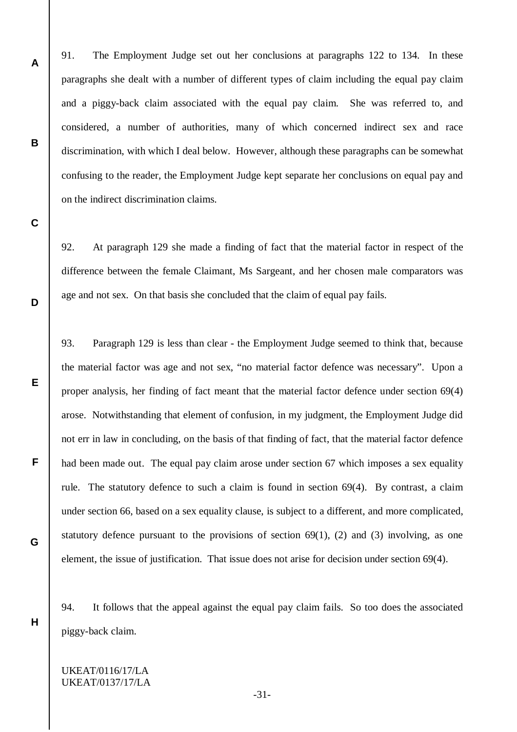91. The Employment Judge set out her conclusions at paragraphs 122 to 134. In these paragraphs she dealt with a number of different types of claim including the equal pay claim and a piggy-back claim associated with the equal pay claim. She was referred to, and considered, a number of authorities, many of which concerned indirect sex and race discrimination, with which I deal below. However, although these paragraphs can be somewhat confusing to the reader, the Employment Judge kept separate her conclusions on equal pay and on the indirect discrimination claims.

92. At paragraph 129 she made a finding of fact that the material factor in respect of the difference between the female Claimant, Ms Sargeant, and her chosen male comparators was age and not sex. On that basis she concluded that the claim of equal pay fails.

93. Paragraph 129 is less than clear - the Employment Judge seemed to think that, because the material factor was age and not sex, "no material factor defence was necessary". Upon a proper analysis, her finding of fact meant that the material factor defence under section 69(4) arose. Notwithstanding that element of confusion, in my judgment, the Employment Judge did not err in law in concluding, on the basis of that finding of fact, that the material factor defence had been made out. The equal pay claim arose under section 67 which imposes a sex equality rule. The statutory defence to such a claim is found in section 69(4). By contrast, a claim under section 66, based on a sex equality clause, is subject to a different, and more complicated, statutory defence pursuant to the provisions of section 69(1), (2) and (3) involving, as one element, the issue of justification. That issue does not arise for decision under section 69(4).

94. It follows that the appeal against the equal pay claim fails. So too does the associated piggy-back claim.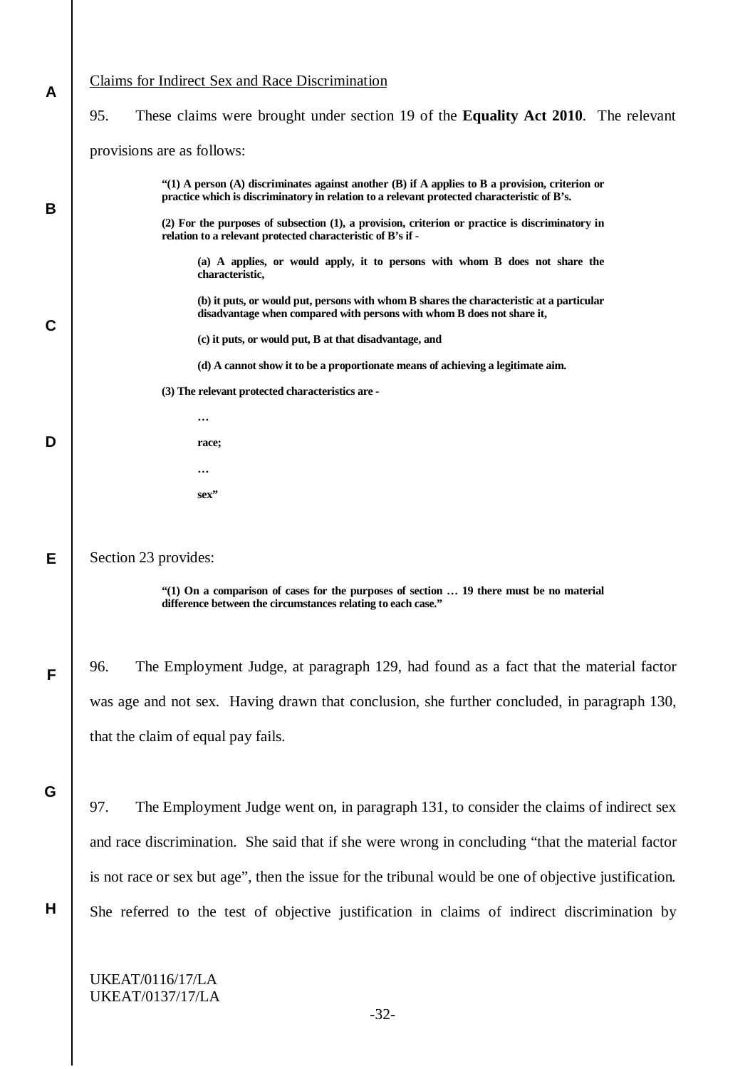Claims for Indirect Sex and Race Discrimination

95. These claims were brought under section 19 of the **Equality Act 2010**. The relevant provisions are as follows:

> **"(1) A person (A) discriminates against another (B) if A applies to B a provision, criterion or practice which is discriminatory in relation to a relevant protected characteristic of B's.**
>
> **(2) For the purposes of subsection (1), a provision, criterion or practice is discriminatory in relation to a relevant protected characteristic of B's if -**
>
> > **(a) A applies, or would apply, it to persons with whom B does not share the characteristic,**
> >
> > **(b) it puts, or would put, persons with whom B shares the characteristic at a particular disadvantage when compared with persons with whom B does not share it,**
> >
> > **(c) it puts, or would put, B at that disadvantage, and**
> >
> > **(d) A cannot show it to be a proportionate means of achieving a legitimate aim.**
>
> **(3) The relevant protected characteristics are -**
>
> > **…**
> >
> > **race;**
> >
> > **…**
> >
> > **sex"**

Section 23 provides:

> **"(1) On a comparison of cases for the purposes of section … 19 there must be no material difference between the circumstances relating to each case."**

96. The Employment Judge, at paragraph 129, had found as a fact that the material factor was age and not sex. Having drawn that conclusion, she further concluded, in paragraph 130, that the claim of equal pay fails.

97. The Employment Judge went on, in paragraph 131, to consider the claims of indirect sex and race discrimination. She said that if she were wrong in concluding "that the material factor is not race or sex but age", then the issue for the tribunal would be one of objective justification. She referred to the test of objective justification in claims of indirect discrimination by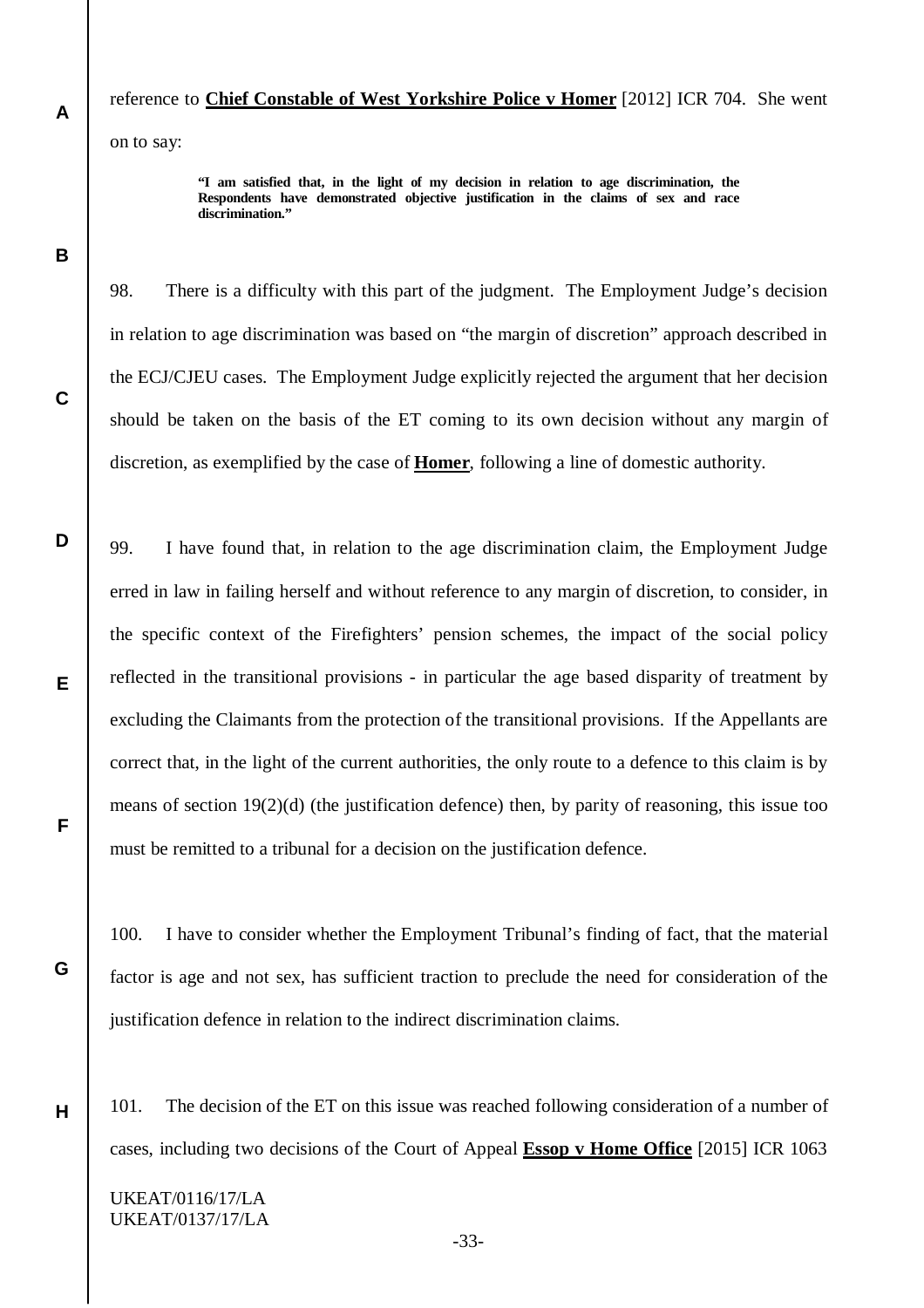reference to **Chief Constable of West Yorkshire Police v Homer** [2012] ICR 704. She went on to say:

> **"I am satisfied that, in the light of my decision in relation to age discrimination, the Respondents have demonstrated objective justification in the claims of sex and race discrimination."**

98. There is a difficulty with this part of the judgment. The Employment Judge's decision in relation to age discrimination was based on "the margin of discretion" approach described in the ECJ/CJEU cases. The Employment Judge explicitly rejected the argument that her decision should be taken on the basis of the ET coming to its own decision without any margin of discretion, as exemplified by the case of **Homer**, following a line of domestic authority.

99. I have found that, in relation to the age discrimination claim, the Employment Judge erred in law in failing herself and without reference to any margin of discretion, to consider, in the specific context of the Firefighters' pension schemes, the impact of the social policy reflected in the transitional provisions - in particular the age based disparity of treatment by excluding the Claimants from the protection of the transitional provisions. If the Appellants are correct that, in the light of the current authorities, the only route to a defence to this claim is by means of section 19(2)(d) (the justification defence) then, by parity of reasoning, this issue too must be remitted to a tribunal for a decision on the justification defence.

100. I have to consider whether the Employment Tribunal's finding of fact, that the material factor is age and not sex, has sufficient traction to preclude the need for consideration of the justification defence in relation to the indirect discrimination claims.

101. The decision of the ET on this issue was reached following consideration of a number of cases, including two decisions of the Court of Appeal **Essop v Home Office** [2015] ICR 1063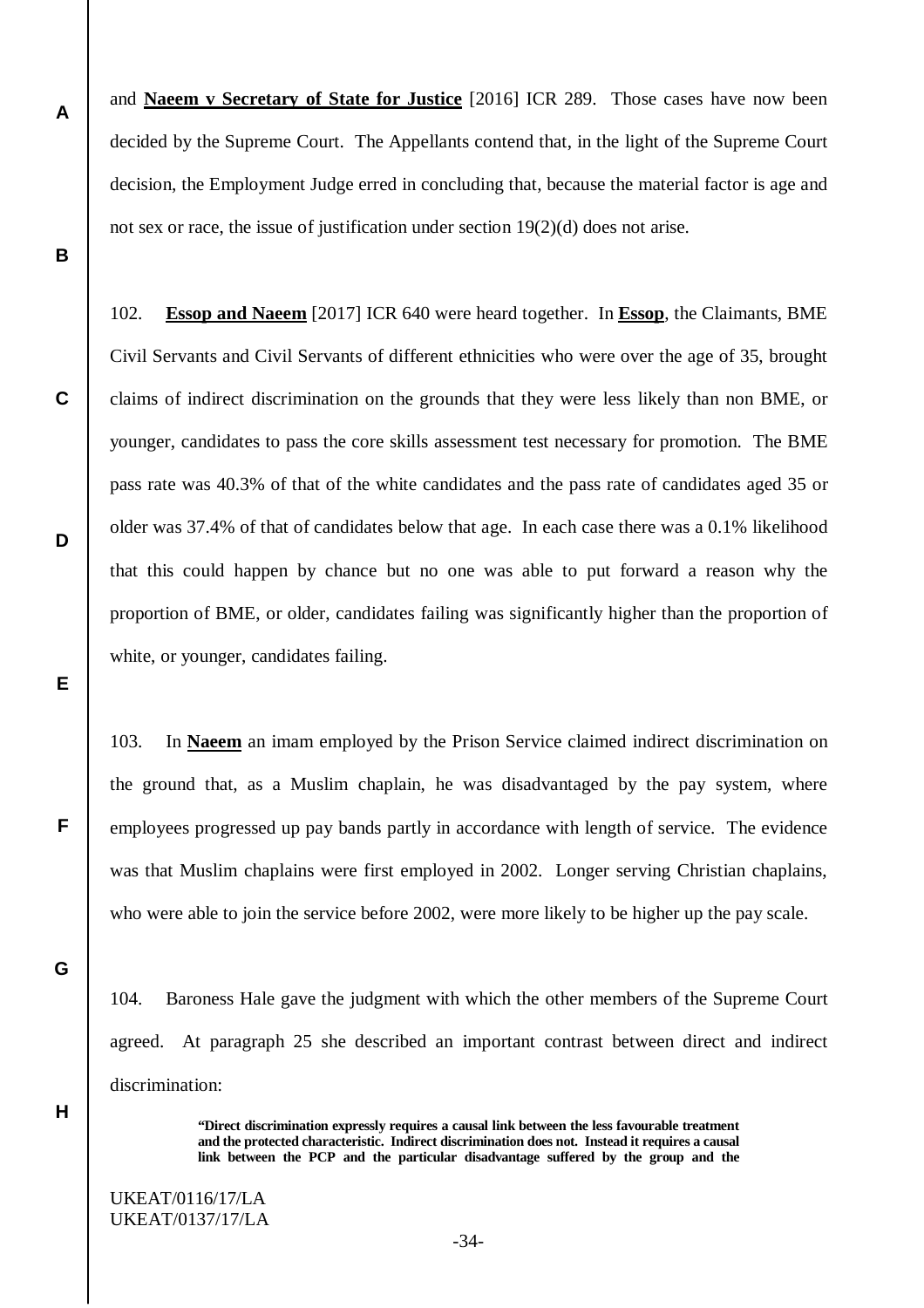and **Naeem v Secretary of State for Justice** [2016] ICR 289. Those cases have now been decided by the Supreme Court. The Appellants contend that, in the light of the Supreme Court decision, the Employment Judge erred in concluding that, because the material factor is age and not sex or race, the issue of justification under section 19(2)(d) does not arise.

102. **Essop and Naeem** [2017] ICR 640 were heard together. In **Essop**, the Claimants, BME Civil Servants and Civil Servants of different ethnicities who were over the age of 35, brought claims of indirect discrimination on the grounds that they were less likely than non BME, or younger, candidates to pass the core skills assessment test necessary for promotion. The BME pass rate was 40.3% of that of the white candidates and the pass rate of candidates aged 35 or older was 37.4% of that of candidates below that age. In each case there was a 0.1% likelihood that this could happen by chance but no one was able to put forward a reason why the proportion of BME, or older, candidates failing was significantly higher than the proportion of white, or younger, candidates failing.

103. In **Naeem** an imam employed by the Prison Service claimed indirect discrimination on the ground that, as a Muslim chaplain, he was disadvantaged by the pay system, where employees progressed up pay bands partly in accordance with length of service. The evidence was that Muslim chaplains were first employed in 2002. Longer serving Christian chaplains, who were able to join the service before 2002, were more likely to be higher up the pay scale.

104. Baroness Hale gave the judgment with which the other members of the Supreme Court agreed. At paragraph 25 she described an important contrast between direct and indirect discrimination:

> **"Direct discrimination expressly requires a causal link between the less favourable treatment and the protected characteristic. Indirect discrimination does not. Instead it requires a causal link between the PCP and the particular disadvantage suffered by the group and the**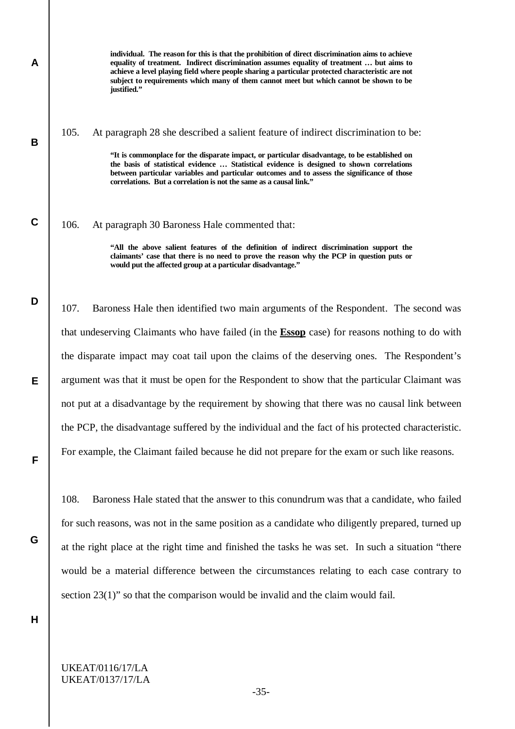**individual. The reason for this is that the prohibition of direct discrimination aims to achieve equality of treatment. Indirect discrimination assumes equality of treatment … but aims to achieve a level playing field where people sharing a particular protected characteristic are not subject to requirements which many of them cannot meet but which cannot be shown to be justified."**

105. At paragraph 28 she described a salient feature of indirect discrimination to be:

> **"It is commonplace for the disparate impact, or particular disadvantage, to be established on the basis of statistical evidence … Statistical evidence is designed to shown correlations between particular variables and particular outcomes and to assess the significance of those correlations. But a correlation is not the same as a causal link."**

106. At paragraph 30 Baroness Hale commented that:

> **"All the above salient features of the definition of indirect discrimination support the claimants' case that there is no need to prove the reason why the PCP in question puts or would put the affected group at a particular disadvantage."**

107. Baroness Hale then identified two main arguments of the Respondent. The second was that undeserving Claimants who have failed (in the **Essop** case) for reasons nothing to do with the disparate impact may coat tail upon the claims of the deserving ones. The Respondent's argument was that it must be open for the Respondent to show that the particular Claimant was not put at a disadvantage by the requirement by showing that there was no causal link between the PCP, the disadvantage suffered by the individual and the fact of his protected characteristic. For example, the Claimant failed because he did not prepare for the exam or such like reasons.

108. Baroness Hale stated that the answer to this conundrum was that a candidate, who failed for such reasons, was not in the same position as a candidate who diligently prepared, turned up at the right place at the right time and finished the tasks he was set. In such a situation "there would be a material difference between the circumstances relating to each case contrary to section 23(1)" so that the comparison would be invalid and the claim would fail.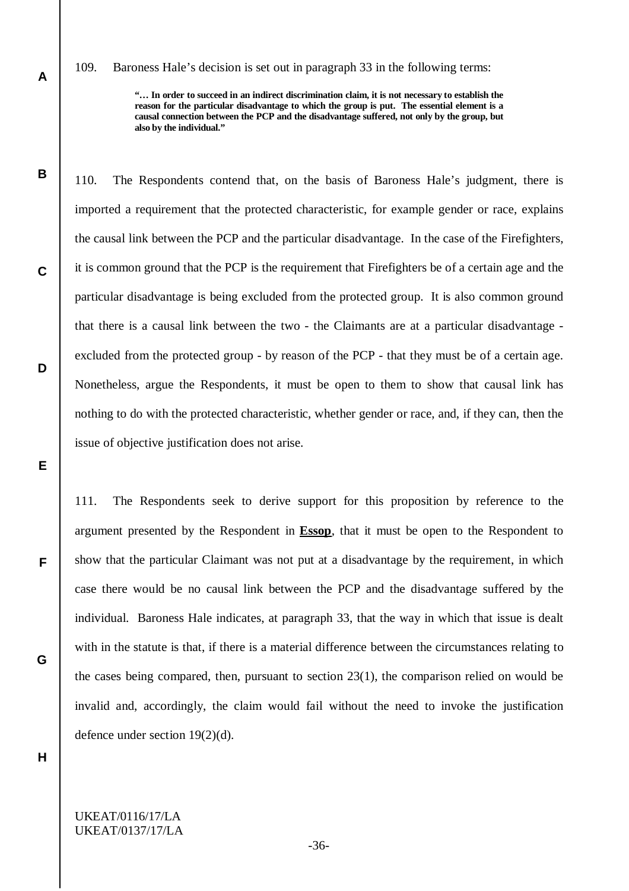109. Baroness Hale's decision is set out in paragraph 33 in the following terms:

> **"… In order to succeed in an indirect discrimination claim, it is not necessary to establish the reason for the particular disadvantage to which the group is put. The essential element is a causal connection between the PCP and the disadvantage suffered, not only by the group, but also by the individual."**

110. The Respondents contend that, on the basis of Baroness Hale's judgment, there is imported a requirement that the protected characteristic, for example gender or race, explains the causal link between the PCP and the particular disadvantage. In the case of the Firefighters, it is common ground that the PCP is the requirement that Firefighters be of a certain age and the particular disadvantage is being excluded from the protected group. It is also common ground that there is a causal link between the two - the Claimants are at a particular disadvantage - excluded from the protected group - by reason of the PCP - that they must be of a certain age. Nonetheless, argue the Respondents, it must be open to them to show that causal link has nothing to do with the protected characteristic, whether gender or race, and, if they can, then the issue of objective justification does not arise.

111. The Respondents seek to derive support for this proposition by reference to the argument presented by the Respondent in **Essop**, that it must be open to the Respondent to show that the particular Claimant was not put at a disadvantage by the requirement, in which case there would be no causal link between the PCP and the disadvantage suffered by the individual. Baroness Hale indicates, at paragraph 33, that the way in which that issue is dealt with in the statute is that, if there is a material difference between the circumstances relating to the cases being compared, then, pursuant to section 23(1), the comparison relied on would be invalid and, accordingly, the claim would fail without the need to invoke the justification defence under section 19(2)(d).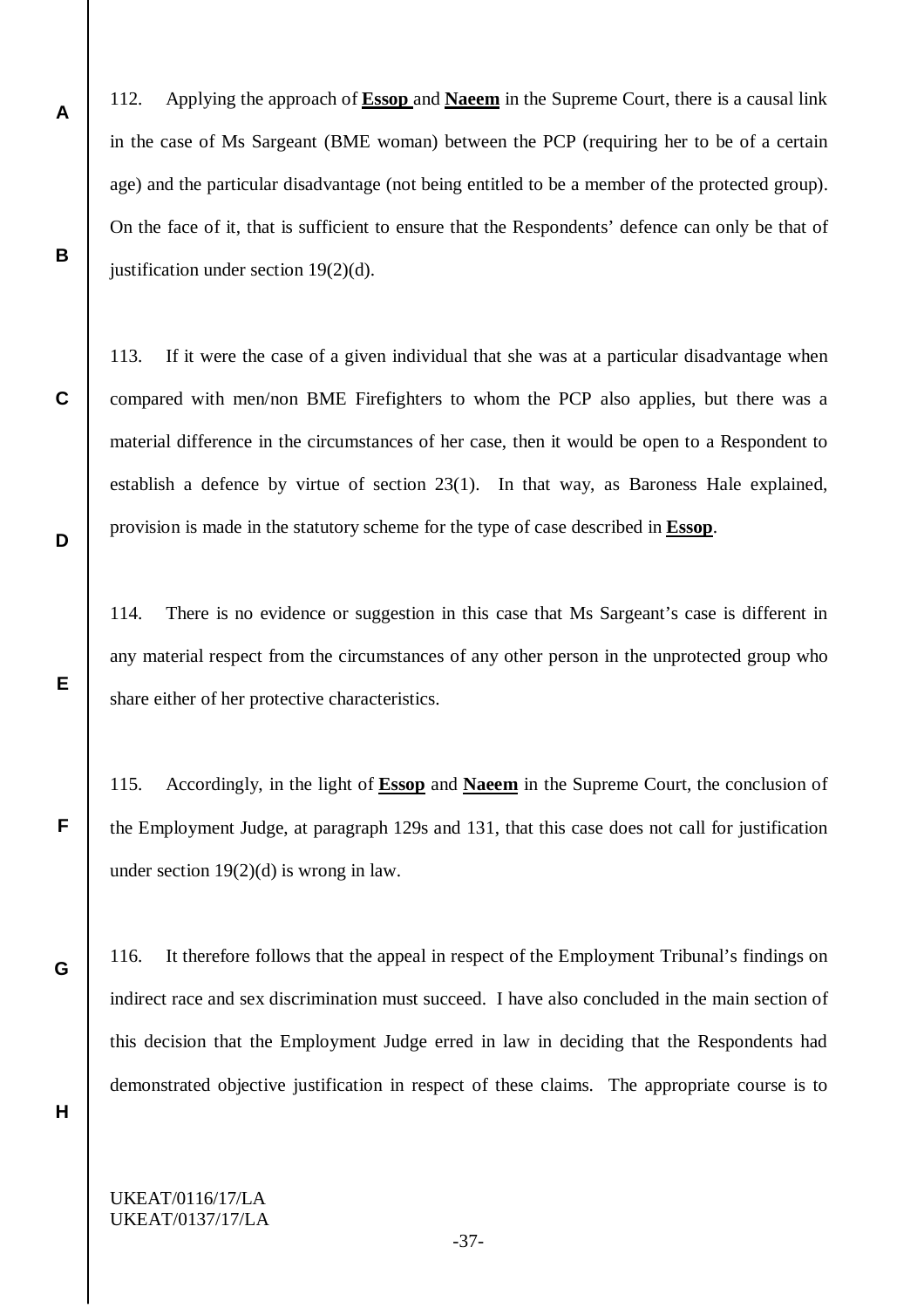112. Applying the approach of **Essop** and **Naeem** in the Supreme Court, there is a causal link in the case of Ms Sargeant (BME woman) between the PCP (requiring her to be of a certain age) and the particular disadvantage (not being entitled to be a member of the protected group). On the face of it, that is sufficient to ensure that the Respondents' defence can only be that of justification under section 19(2)(d).

113. If it were the case of a given individual that she was at a particular disadvantage when compared with men/non BME Firefighters to whom the PCP also applies, but there was a material difference in the circumstances of her case, then it would be open to a Respondent to establish a defence by virtue of section 23(1). In that way, as Baroness Hale explained, provision is made in the statutory scheme for the type of case described in **Essop**.

114. There is no evidence or suggestion in this case that Ms Sargeant's case is different in any material respect from the circumstances of any other person in the unprotected group who share either of her protective characteristics.

115. Accordingly, in the light of **Essop** and **Naeem** in the Supreme Court, the conclusion of the Employment Judge, at paragraph 129s and 131, that this case does not call for justification under section 19(2)(d) is wrong in law.

116. It therefore follows that the appeal in respect of the Employment Tribunal's findings on indirect race and sex discrimination must succeed. I have also concluded in the main section of this decision that the Employment Judge erred in law in deciding that the Respondents had demonstrated objective justification in respect of these claims. The appropriate course is to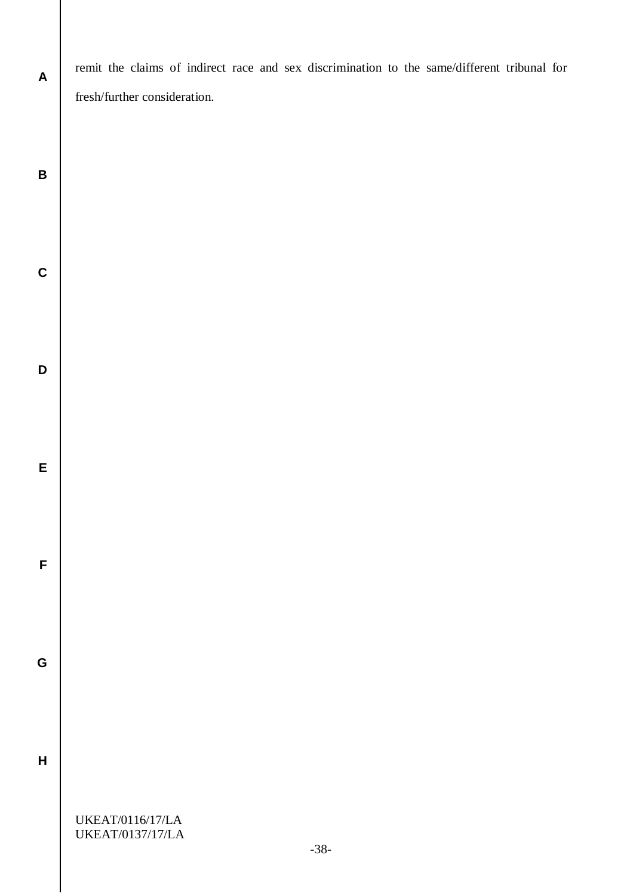remit the claims of indirect race and sex discrimination to the same/different tribunal for fresh/further consideration.